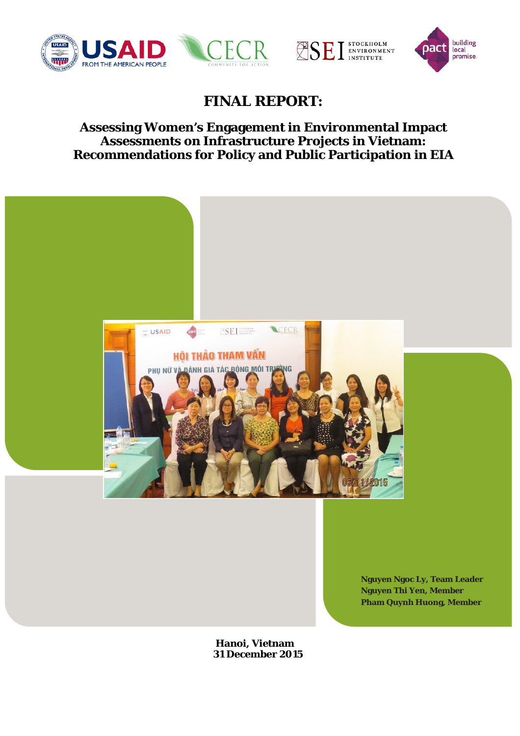# FINAL REPORT:

## Assessing Women's Engagement in Environmental Impact Assessments on Infrastructure Projects in Vietnam: Recommendations for Policy and Public Participation in EIA

**Nguyen Ngoc Ly, Team Leader**
**Nguyen Thi Yen, Member**
**Pham Quynh Huong, Member**

**Hanoi, Vietnam**
**31 December 2015**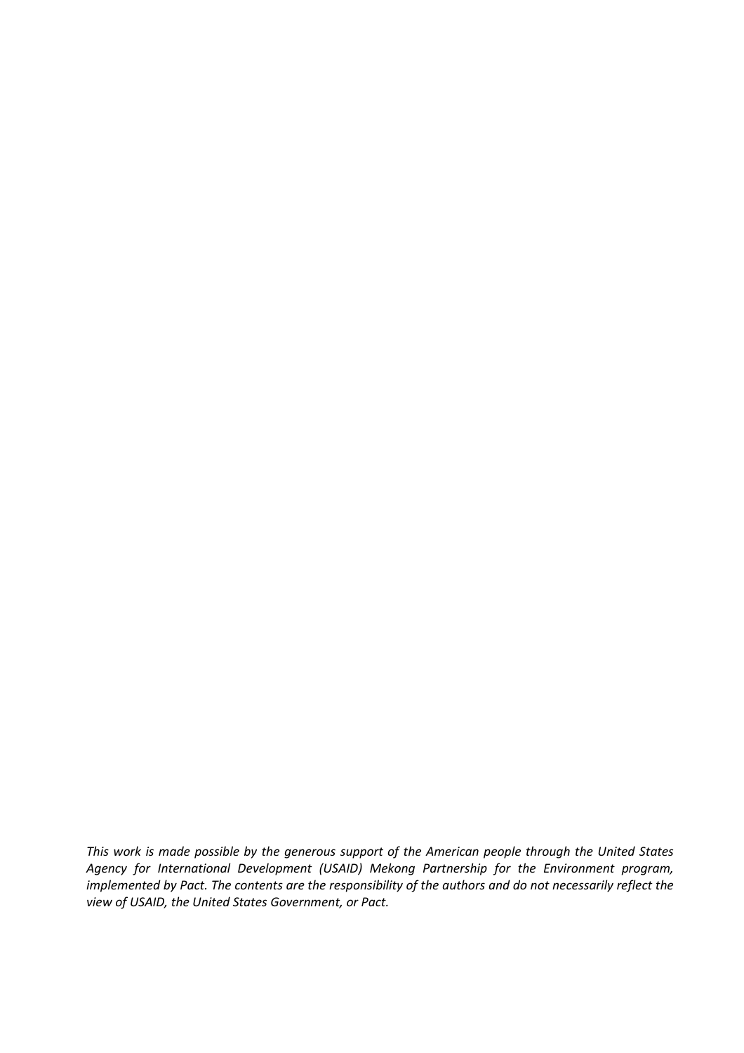*This work is made possible by the generous support of the American people through the United States Agency for International Development (USAID) Mekong Partnership for the Environment program, implemented by Pact. The contents are the responsibility of the authors and do not necessarily reflect the view of USAID, the United States Government, or Pact.*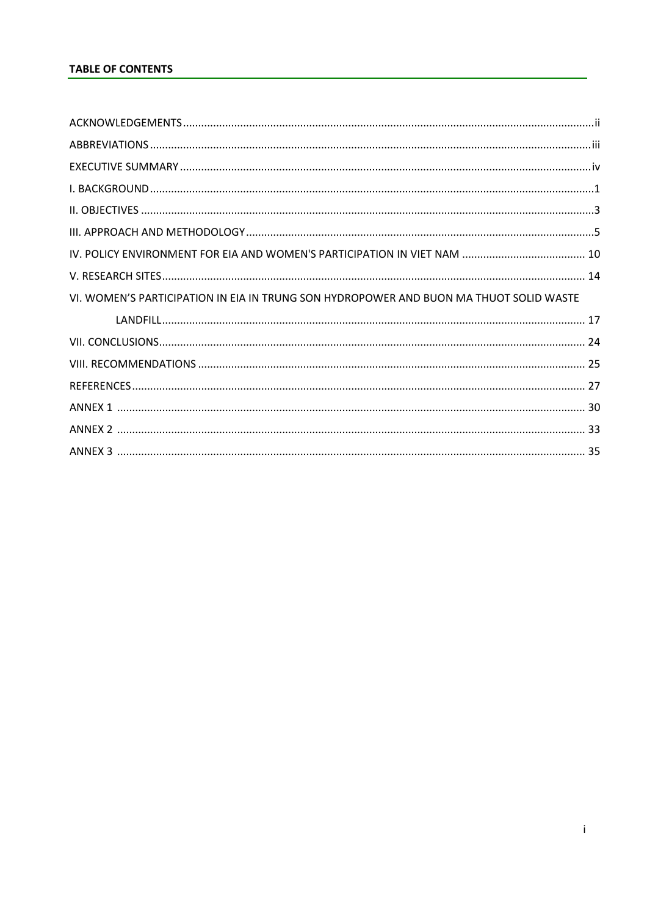## TABLE OF CONTENTS

ACKNOWLEDGEMENTS ..... ii

ABBREVIATIONS ..... iii

EXECUTIVE SUMMARY ..... iv

I. BACKGROUND ..... 1

II. OBJECTIVES ..... 3

III. APPROACH AND METHODOLOGY ..... 5

IV. POLICY ENVIRONMENT FOR EIA AND WOMEN'S PARTICIPATION IN VIET NAM ..... 10

V. RESEARCH SITES ..... 14

VI. WOMEN'S PARTICIPATION IN EIA IN TRUNG SON HYDROPOWER AND BUON MA THUOT SOLID WASTE LANDFILL ..... 17

VII. CONCLUSIONS ..... 24

VIII. RECOMMENDATIONS ..... 25

REFERENCES ..... 27

ANNEX 1 ..... 30

ANNEX 2 ..... 33

ANNEX 3 ..... 35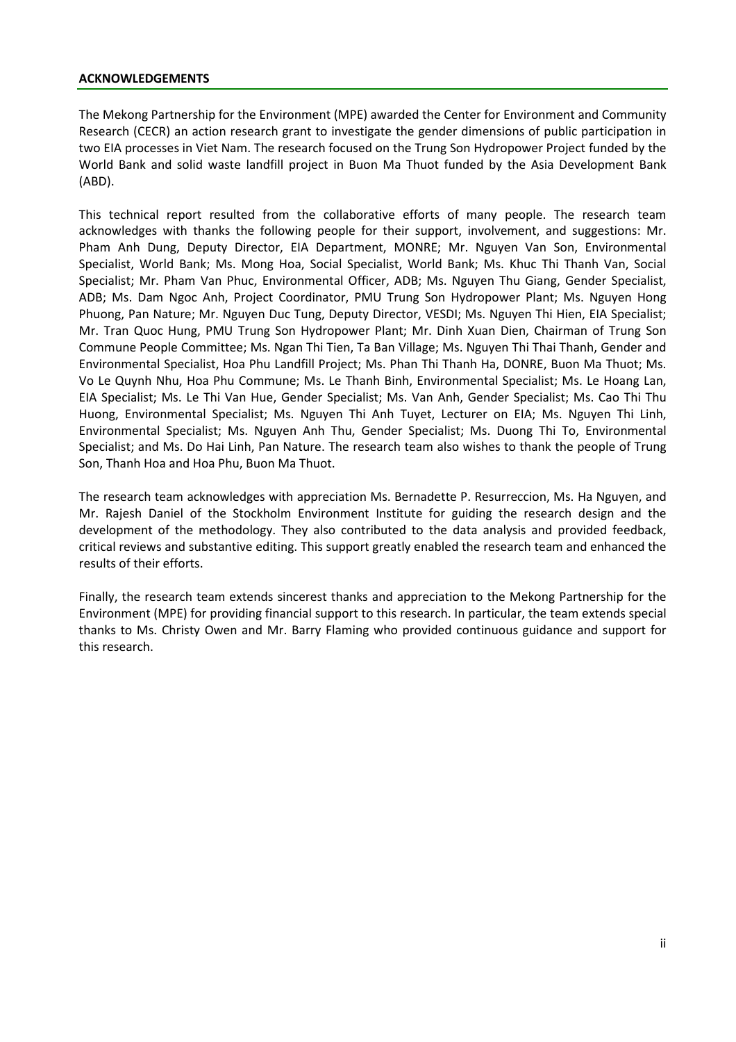## ACKNOWLEDGEMENTS

The Mekong Partnership for the Environment (MPE) awarded the Center for Environment and Community Research (CECR) an action research grant to investigate the gender dimensions of public participation in two EIA processes in Viet Nam. The research focused on the Trung Son Hydropower Project funded by the World Bank and solid waste landfill project in Buon Ma Thuot funded by the Asia Development Bank (ABD).

This technical report resulted from the collaborative efforts of many people. The research team acknowledges with thanks the following people for their support, involvement, and suggestions: Mr. Pham Anh Dung, Deputy Director, EIA Department, MONRE; Mr. Nguyen Van Son, Environmental Specialist, World Bank; Ms. Mong Hoa, Social Specialist, World Bank; Ms. Khuc Thi Thanh Van, Social Specialist; Mr. Pham Van Phuc, Environmental Officer, ADB; Ms. Nguyen Thu Giang, Gender Specialist, ADB; Ms. Dam Ngoc Anh, Project Coordinator, PMU Trung Son Hydropower Plant; Ms. Nguyen Hong Phuong, Pan Nature; Mr. Nguyen Duc Tung, Deputy Director, VESDI; Ms. Nguyen Thi Hien, EIA Specialist; Mr. Tran Quoc Hung, PMU Trung Son Hydropower Plant; Mr. Dinh Xuan Dien, Chairman of Trung Son Commune People Committee; Ms. Ngan Thi Tien, Ta Ban Village; Ms. Nguyen Thi Thai Thanh, Gender and Environmental Specialist, Hoa Phu Landfill Project; Ms. Phan Thi Thanh Ha, DONRE, Buon Ma Thuot; Ms. Vo Le Quynh Nhu, Hoa Phu Commune; Ms. Le Thanh Binh, Environmental Specialist; Ms. Le Hoang Lan, EIA Specialist; Ms. Le Thi Van Hue, Gender Specialist; Ms. Van Anh, Gender Specialist; Ms. Cao Thi Thu Huong, Environmental Specialist; Ms. Nguyen Thi Anh Tuyet, Lecturer on EIA; Ms. Nguyen Thi Linh, Environmental Specialist; Ms. Nguyen Anh Thu, Gender Specialist; Ms. Duong Thi To, Environmental Specialist; and Ms. Do Hai Linh, Pan Nature. The research team also wishes to thank the people of Trung Son, Thanh Hoa and Hoa Phu, Buon Ma Thuot.

The research team acknowledges with appreciation Ms. Bernadette P. Resurreccion, Ms. Ha Nguyen, and Mr. Rajesh Daniel of the Stockholm Environment Institute for guiding the research design and the development of the methodology. They also contributed to the data analysis and provided feedback, critical reviews and substantive editing. This support greatly enabled the research team and enhanced the results of their efforts.

Finally, the research team extends sincerest thanks and appreciation to the Mekong Partnership for the Environment (MPE) for providing financial support to this research. In particular, the team extends special thanks to Ms. Christy Owen and Mr. Barry Flaming who provided continuous guidance and support for this research.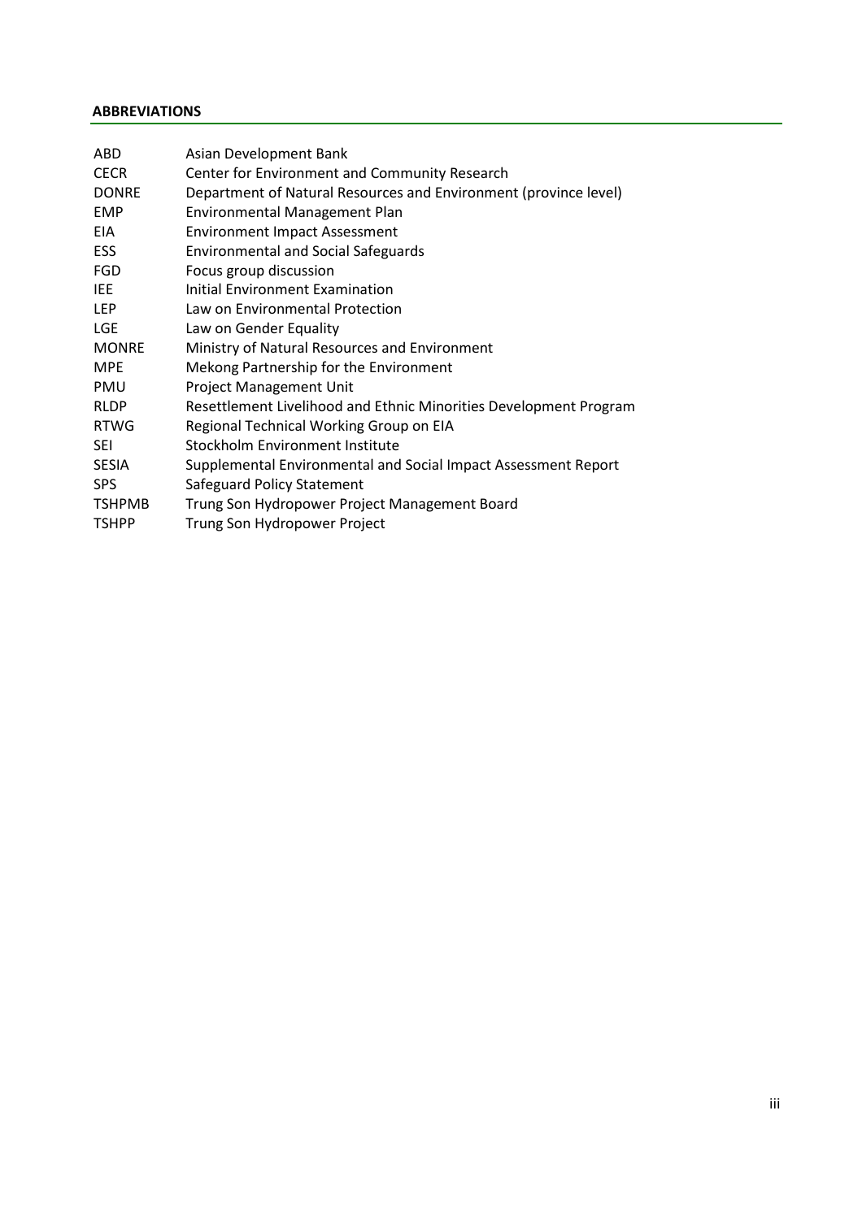## ABBREVIATIONS

| | |
|---|---|
| ABD | Asian Development Bank |
| CECR | Center for Environment and Community Research |
| DONRE | Department of Natural Resources and Environment (province level) |
| EMP | Environmental Management Plan |
| EIA | Environment Impact Assessment |
| ESS | Environmental and Social Safeguards |
| FGD | Focus group discussion |
| IEE | Initial Environment Examination |
| LEP | Law on Environmental Protection |
| LGE | Law on Gender Equality |
| MONRE | Ministry of Natural Resources and Environment |
| MPE | Mekong Partnership for the Environment |
| PMU | Project Management Unit |
| RLDP | Resettlement Livelihood and Ethnic Minorities Development Program |
| RTWG | Regional Technical Working Group on EIA |
| SEI | Stockholm Environment Institute |
| SESIA | Supplemental Environmental and Social Impact Assessment Report |
| SPS | Safeguard Policy Statement |
| TSHPMB | Trung Son Hydropower Project Management Board |
| TSHPP | Trung Son Hydropower Project |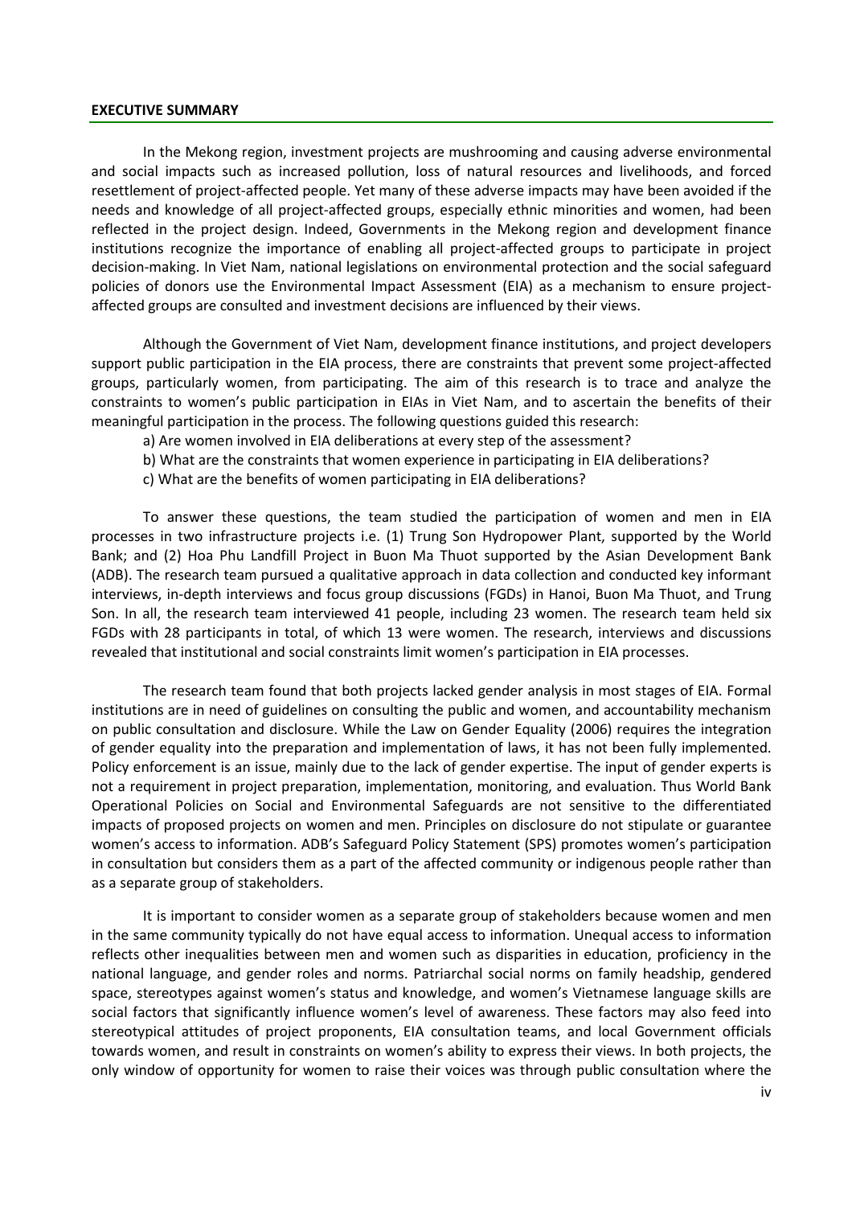## EXECUTIVE SUMMARY

In the Mekong region, investment projects are mushrooming and causing adverse environmental and social impacts such as increased pollution, loss of natural resources and livelihoods, and forced resettlement of project-affected people. Yet many of these adverse impacts may have been avoided if the needs and knowledge of all project-affected groups, especially ethnic minorities and women, had been reflected in the project design. Indeed, Governments in the Mekong region and development finance institutions recognize the importance of enabling all project-affected groups to participate in project decision-making. In Viet Nam, national legislations on environmental protection and the social safeguard policies of donors use the Environmental Impact Assessment (EIA) as a mechanism to ensure project-affected groups are consulted and investment decisions are influenced by their views.

Although the Government of Viet Nam, development finance institutions, and project developers support public participation in the EIA process, there are constraints that prevent some project-affected groups, particularly women, from participating. The aim of this research is to trace and analyze the constraints to women's public participation in EIAs in Viet Nam, and to ascertain the benefits of their meaningful participation in the process. The following questions guided this research:

a) Are women involved in EIA deliberations at every step of the assessment?

b) What are the constraints that women experience in participating in EIA deliberations?

c) What are the benefits of women participating in EIA deliberations?

To answer these questions, the team studied the participation of women and men in EIA processes in two infrastructure projects i.e. (1) Trung Son Hydropower Plant, supported by the World Bank; and (2) Hoa Phu Landfill Project in Buon Ma Thuot supported by the Asian Development Bank (ADB). The research team pursued a qualitative approach in data collection and conducted key informant interviews, in-depth interviews and focus group discussions (FGDs) in Hanoi, Buon Ma Thuot, and Trung Son. In all, the research team interviewed 41 people, including 23 women. The research team held six FGDs with 28 participants in total, of which 13 were women. The research, interviews and discussions revealed that institutional and social constraints limit women's participation in EIA processes.

The research team found that both projects lacked gender analysis in most stages of EIA. Formal institutions are in need of guidelines on consulting the public and women, and accountability mechanism on public consultation and disclosure. While the Law on Gender Equality (2006) requires the integration of gender equality into the preparation and implementation of laws, it has not been fully implemented. Policy enforcement is an issue, mainly due to the lack of gender expertise. The input of gender experts is not a requirement in project preparation, implementation, monitoring, and evaluation. Thus World Bank Operational Policies on Social and Environmental Safeguards are not sensitive to the differentiated impacts of proposed projects on women and men. Principles on disclosure do not stipulate or guarantee women's access to information. ADB's Safeguard Policy Statement (SPS) promotes women's participation in consultation but considers them as a part of the affected community or indigenous people rather than as a separate group of stakeholders.

It is important to consider women as a separate group of stakeholders because women and men in the same community typically do not have equal access to information. Unequal access to information reflects other inequalities between men and women such as disparities in education, proficiency in the national language, and gender roles and norms. Patriarchal social norms on family headship, gendered space, stereotypes against women's status and knowledge, and women's Vietnamese language skills are social factors that significantly influence women's level of awareness. These factors may also feed into stereotypical attitudes of project proponents, EIA consultation teams, and local Government officials towards women, and result in constraints on women's ability to express their views. In both projects, the only window of opportunity for women to raise their voices was through public consultation where the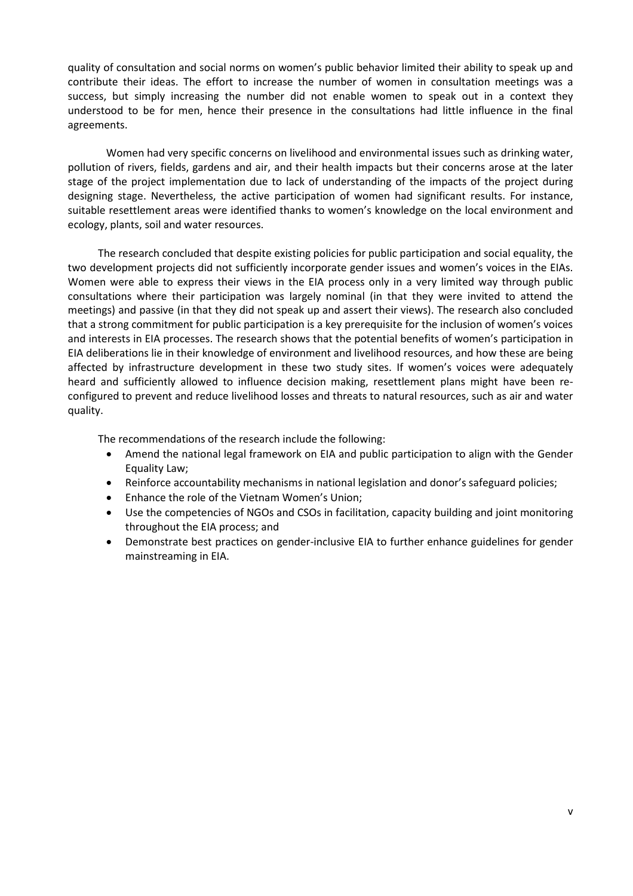quality of consultation and social norms on women's public behavior limited their ability to speak up and contribute their ideas. The effort to increase the number of women in consultation meetings was a success, but simply increasing the number did not enable women to speak out in a context they understood to be for men, hence their presence in the consultations had little influence in the final agreements.

Women had very specific concerns on livelihood and environmental issues such as drinking water, pollution of rivers, fields, gardens and air, and their health impacts but their concerns arose at the later stage of the project implementation due to lack of understanding of the impacts of the project during designing stage. Nevertheless, the active participation of women had significant results. For instance, suitable resettlement areas were identified thanks to women's knowledge on the local environment and ecology, plants, soil and water resources.

The research concluded that despite existing policies for public participation and social equality, the two development projects did not sufficiently incorporate gender issues and women's voices in the EIAs. Women were able to express their views in the EIA process only in a very limited way through public consultations where their participation was largely nominal (in that they were invited to attend the meetings) and passive (in that they did not speak up and assert their views). The research also concluded that a strong commitment for public participation is a key prerequisite for the inclusion of women's voices and interests in EIA processes. The research shows that the potential benefits of women's participation in EIA deliberations lie in their knowledge of environment and livelihood resources, and how these are being affected by infrastructure development in these two study sites. If women's voices were adequately heard and sufficiently allowed to influence decision making, resettlement plans might have been re-configured to prevent and reduce livelihood losses and threats to natural resources, such as air and water quality.

The recommendations of the research include the following:

- Amend the national legal framework on EIA and public participation to align with the Gender Equality Law;
- Reinforce accountability mechanisms in national legislation and donor's safeguard policies;
- Enhance the role of the Vietnam Women's Union;
- Use the competencies of NGOs and CSOs in facilitation, capacity building and joint monitoring throughout the EIA process; and
- Demonstrate best practices on gender-inclusive EIA to further enhance guidelines for gender mainstreaming in EIA.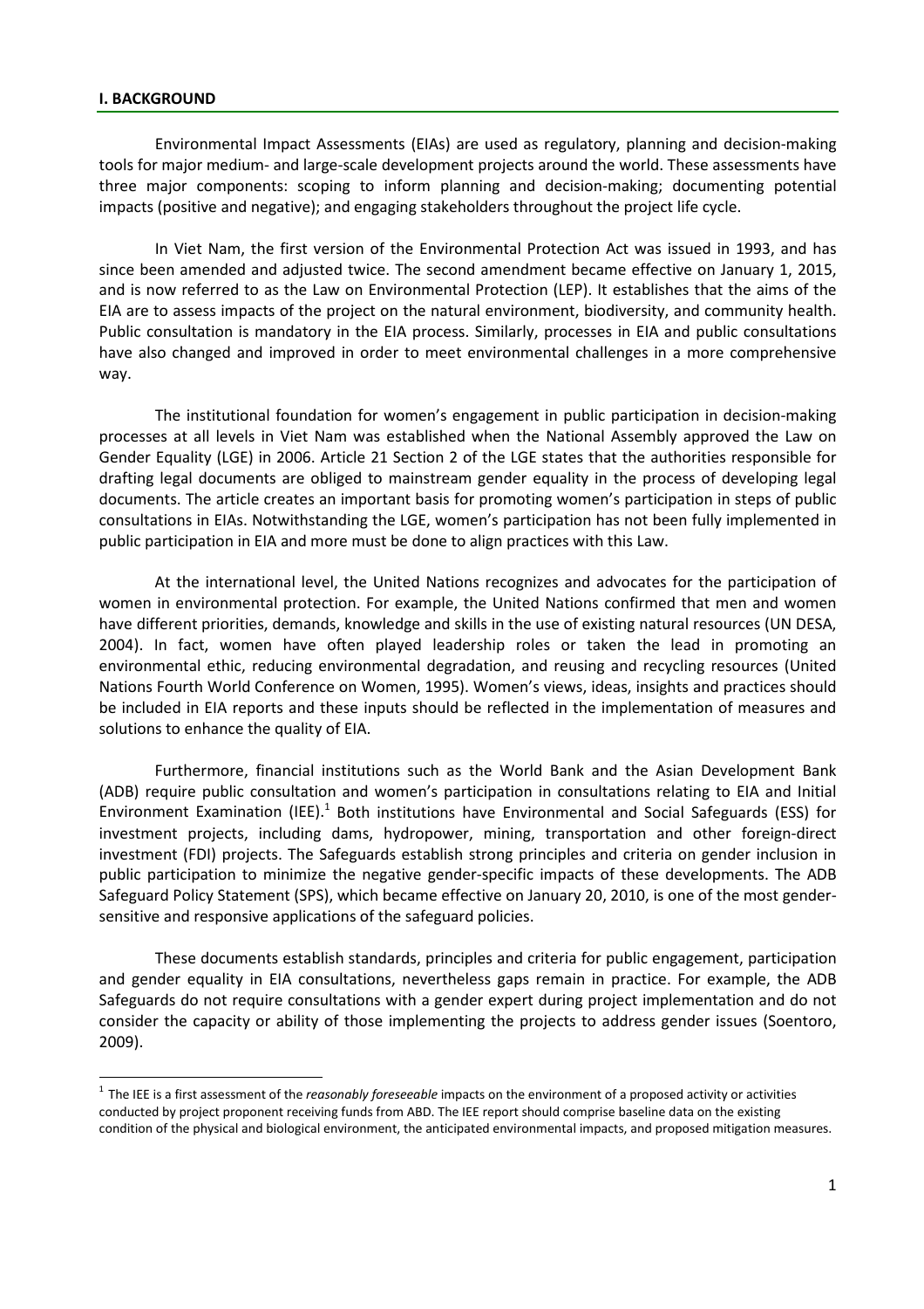## I. BACKGROUND

Environmental Impact Assessments (EIAs) are used as regulatory, planning and decision-making tools for major medium- and large-scale development projects around the world. These assessments have three major components: scoping to inform planning and decision-making; documenting potential impacts (positive and negative); and engaging stakeholders throughout the project life cycle.

In Viet Nam, the first version of the Environmental Protection Act was issued in 1993, and has since been amended and adjusted twice. The second amendment became effective on January 1, 2015, and is now referred to as the Law on Environmental Protection (LEP). It establishes that the aims of the EIA are to assess impacts of the project on the natural environment, biodiversity, and community health. Public consultation is mandatory in the EIA process. Similarly, processes in EIA and public consultations have also changed and improved in order to meet environmental challenges in a more comprehensive way.

The institutional foundation for women's engagement in public participation in decision-making processes at all levels in Viet Nam was established when the National Assembly approved the Law on Gender Equality (LGE) in 2006. Article 21 Section 2 of the LGE states that the authorities responsible for drafting legal documents are obliged to mainstream gender equality in the process of developing legal documents. The article creates an important basis for promoting women's participation in steps of public consultations in EIAs. Notwithstanding the LGE, women's participation has not been fully implemented in public participation in EIA and more must be done to align practices with this Law.

At the international level, the United Nations recognizes and advocates for the participation of women in environmental protection. For example, the United Nations confirmed that men and women have different priorities, demands, knowledge and skills in the use of existing natural resources (UN DESA, 2004). In fact, women have often played leadership roles or taken the lead in promoting an environmental ethic, reducing environmental degradation, and reusing and recycling resources (United Nations Fourth World Conference on Women, 1995). Women's views, ideas, insights and practices should be included in EIA reports and these inputs should be reflected in the implementation of measures and solutions to enhance the quality of EIA.

Furthermore, financial institutions such as the World Bank and the Asian Development Bank (ADB) require public consultation and women's participation in consultations relating to EIA and Initial Environment Examination (IEE).[1] Both institutions have Environmental and Social Safeguards (ESS) for investment projects, including dams, hydropower, mining, transportation and other foreign-direct investment (FDI) projects. The Safeguards establish strong principles and criteria on gender inclusion in public participation to minimize the negative gender-specific impacts of these developments. The ADB Safeguard Policy Statement (SPS), which became effective on January 20, 2010, is one of the most gender-sensitive and responsive applications of the safeguard policies.

These documents establish standards, principles and criteria for public engagement, participation and gender equality in EIA consultations, nevertheless gaps remain in practice. For example, the ADB Safeguards do not require consultations with a gender expert during project implementation and do not consider the capacity or ability of those implementing the projects to address gender issues (Soentoro, 2009).

---

[1] The IEE is a first assessment of the *reasonably foreseeable* impacts on the environment of a proposed activity or activities conducted by project proponent receiving funds from ABD. The IEE report should comprise baseline data on the existing condition of the physical and biological environment, the anticipated environmental impacts, and proposed mitigation measures.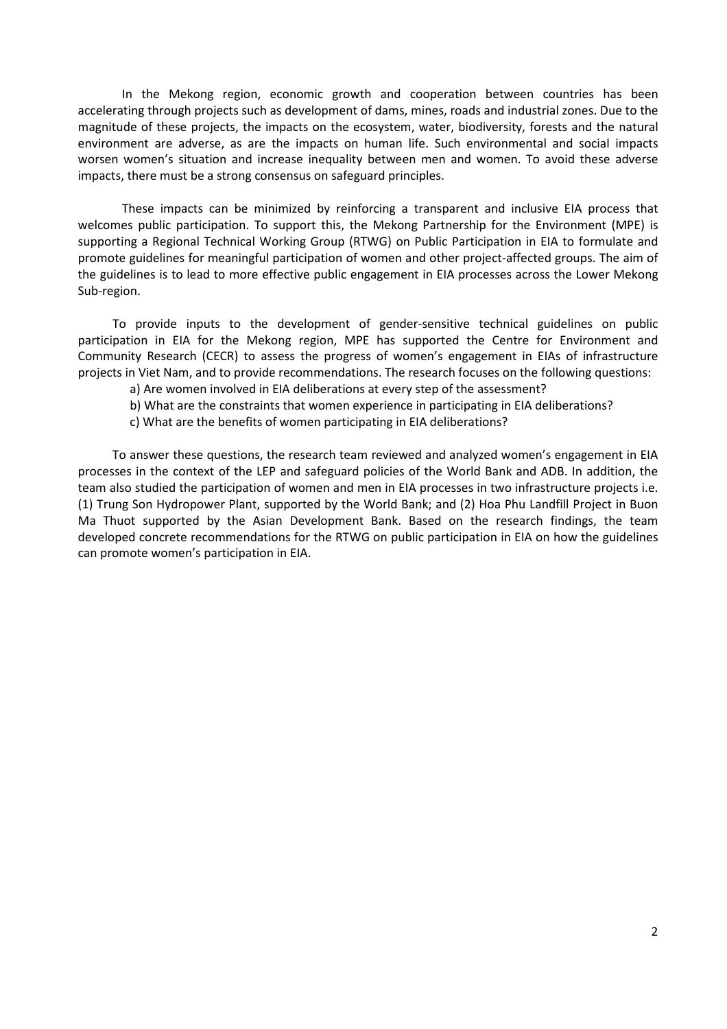In the Mekong region, economic growth and cooperation between countries has been accelerating through projects such as development of dams, mines, roads and industrial zones. Due to the magnitude of these projects, the impacts on the ecosystem, water, biodiversity, forests and the natural environment are adverse, as are the impacts on human life. Such environmental and social impacts worsen women's situation and increase inequality between men and women. To avoid these adverse impacts, there must be a strong consensus on safeguard principles.

These impacts can be minimized by reinforcing a transparent and inclusive EIA process that welcomes public participation. To support this, the Mekong Partnership for the Environment (MPE) is supporting a Regional Technical Working Group (RTWG) on Public Participation in EIA to formulate and promote guidelines for meaningful participation of women and other project-affected groups. The aim of the guidelines is to lead to more effective public engagement in EIA processes across the Lower Mekong Sub-region.

To provide inputs to the development of gender-sensitive technical guidelines on public participation in EIA for the Mekong region, MPE has supported the Centre for Environment and Community Research (CECR) to assess the progress of women's engagement in EIAs of infrastructure projects in Viet Nam, and to provide recommendations. The research focuses on the following questions:

a) Are women involved in EIA deliberations at every step of the assessment?
b) What are the constraints that women experience in participating in EIA deliberations?
c) What are the benefits of women participating in EIA deliberations?

To answer these questions, the research team reviewed and analyzed women's engagement in EIA processes in the context of the LEP and safeguard policies of the World Bank and ADB. In addition, the team also studied the participation of women and men in EIA processes in two infrastructure projects i.e. (1) Trung Son Hydropower Plant, supported by the World Bank; and (2) Hoa Phu Landfill Project in Buon Ma Thuot supported by the Asian Development Bank. Based on the research findings, the team developed concrete recommendations for the RTWG on public participation in EIA on how the guidelines can promote women's participation in EIA.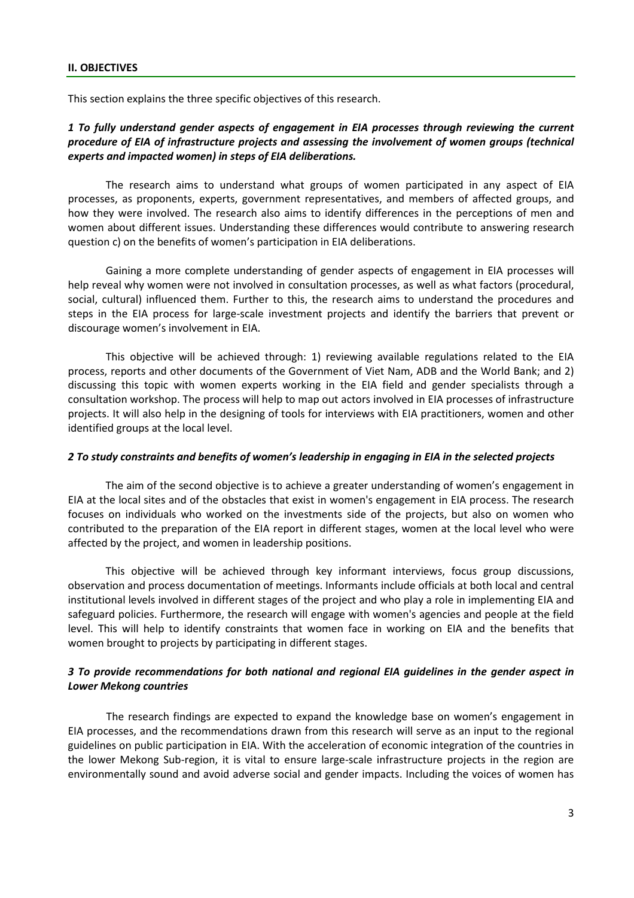## II. OBJECTIVES

This section explains the three specific objectives of this research.

### *1 To fully understand gender aspects of engagement in EIA processes through reviewing the current procedure of EIA of infrastructure projects and assessing the involvement of women groups (technical experts and impacted women) in steps of EIA deliberations.*

The research aims to understand what groups of women participated in any aspect of EIA processes, as proponents, experts, government representatives, and members of affected groups, and how they were involved. The research also aims to identify differences in the perceptions of men and women about different issues. Understanding these differences would contribute to answering research question c) on the benefits of women's participation in EIA deliberations.

Gaining a more complete understanding of gender aspects of engagement in EIA processes will help reveal why women were not involved in consultation processes, as well as what factors (procedural, social, cultural) influenced them. Further to this, the research aims to understand the procedures and steps in the EIA process for large-scale investment projects and identify the barriers that prevent or discourage women's involvement in EIA.

This objective will be achieved through: 1) reviewing available regulations related to the EIA process, reports and other documents of the Government of Viet Nam, ADB and the World Bank; and 2) discussing this topic with women experts working in the EIA field and gender specialists through a consultation workshop. The process will help to map out actors involved in EIA processes of infrastructure projects. It will also help in the designing of tools for interviews with EIA practitioners, women and other identified groups at the local level.

### *2 To study constraints and benefits of women's leadership in engaging in EIA in the selected projects*

The aim of the second objective is to achieve a greater understanding of women's engagement in EIA at the local sites and of the obstacles that exist in women's engagement in EIA process. The research focuses on individuals who worked on the investments side of the projects, but also on women who contributed to the preparation of the EIA report in different stages, women at the local level who were affected by the project, and women in leadership positions.

This objective will be achieved through key informant interviews, focus group discussions, observation and process documentation of meetings. Informants include officials at both local and central institutional levels involved in different stages of the project and who play a role in implementing EIA and safeguard policies. Furthermore, the research will engage with women's agencies and people at the field level. This will help to identify constraints that women face in working on EIA and the benefits that women brought to projects by participating in different stages.

### *3 To provide recommendations for both national and regional EIA guidelines in the gender aspect in Lower Mekong countries*

The research findings are expected to expand the knowledge base on women's engagement in EIA processes, and the recommendations drawn from this research will serve as an input to the regional guidelines on public participation in EIA. With the acceleration of economic integration of the countries in the lower Mekong Sub-region, it is vital to ensure large-scale infrastructure projects in the region are environmentally sound and avoid adverse social and gender impacts. Including the voices of women has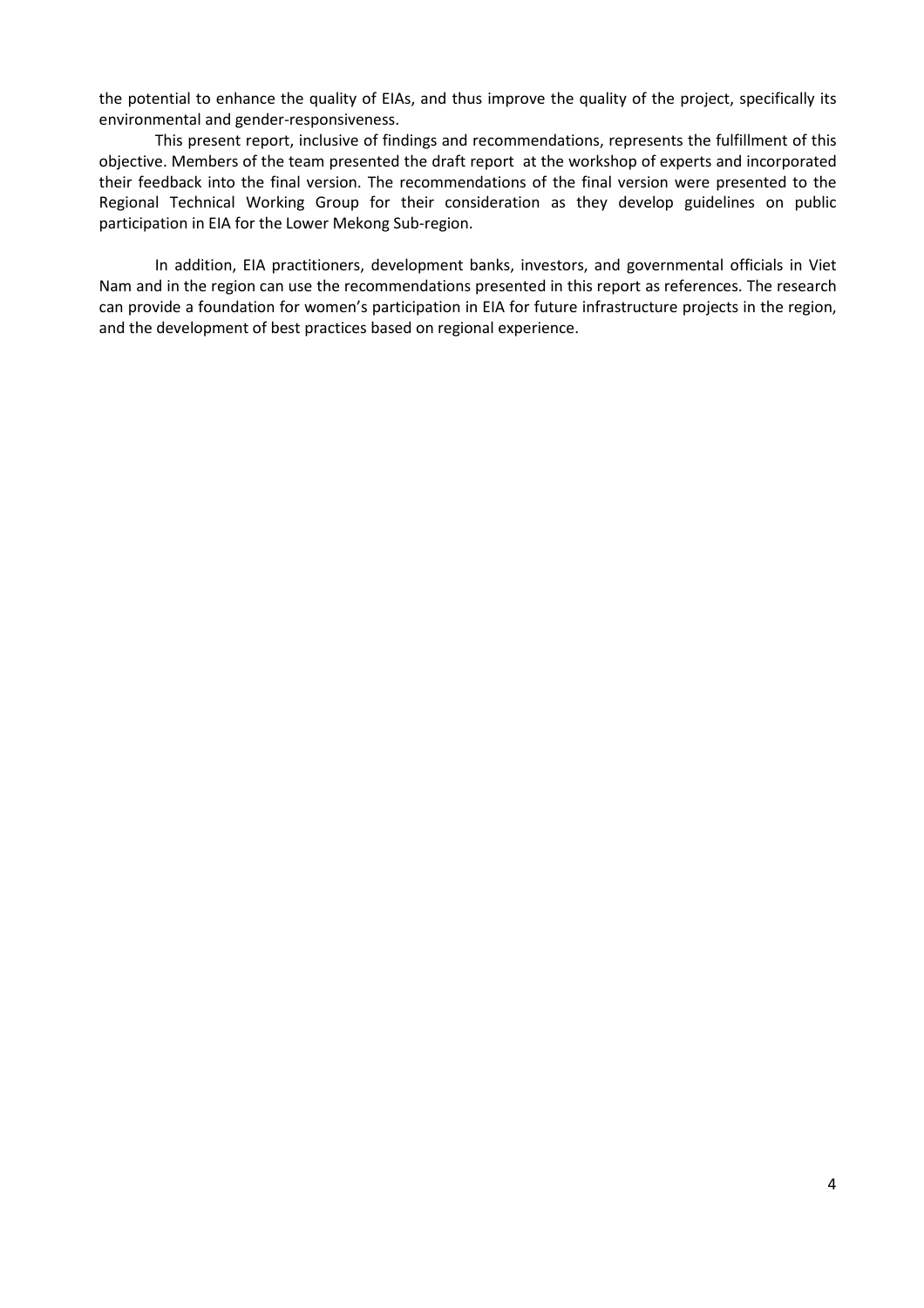the potential to enhance the quality of EIAs, and thus improve the quality of the project, specifically its environmental and gender-responsiveness.

This present report, inclusive of findings and recommendations, represents the fulfillment of this objective. Members of the team presented the draft report at the workshop of experts and incorporated their feedback into the final version. The recommendations of the final version were presented to the Regional Technical Working Group for their consideration as they develop guidelines on public participation in EIA for the Lower Mekong Sub-region.

In addition, EIA practitioners, development banks, investors, and governmental officials in Viet Nam and in the region can use the recommendations presented in this report as references. The research can provide a foundation for women's participation in EIA for future infrastructure projects in the region, and the development of best practices based on regional experience.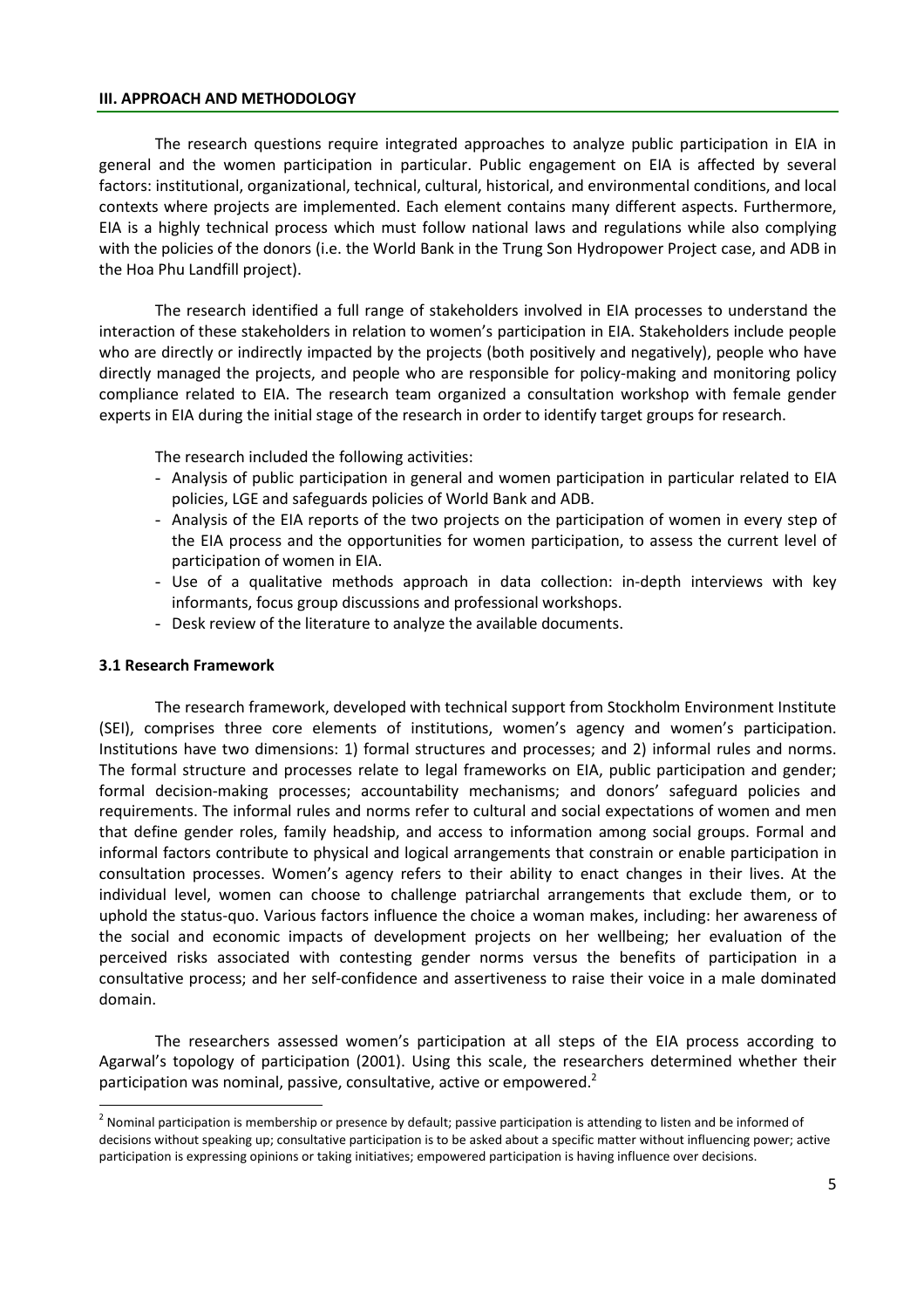## III. APPROACH AND METHODOLOGY

The research questions require integrated approaches to analyze public participation in EIA in general and the women participation in particular. Public engagement on EIA is affected by several factors: institutional, organizational, technical, cultural, historical, and environmental conditions, and local contexts where projects are implemented. Each element contains many different aspects. Furthermore, EIA is a highly technical process which must follow national laws and regulations while also complying with the policies of the donors (i.e. the World Bank in the Trung Son Hydropower Project case, and ADB in the Hoa Phu Landfill project).

The research identified a full range of stakeholders involved in EIA processes to understand the interaction of these stakeholders in relation to women's participation in EIA. Stakeholders include people who are directly or indirectly impacted by the projects (both positively and negatively), people who have directly managed the projects, and people who are responsible for policy-making and monitoring policy compliance related to EIA. The research team organized a consultation workshop with female gender experts in EIA during the initial stage of the research in order to identify target groups for research.

The research included the following activities:

- Analysis of public participation in general and women participation in particular related to EIA policies, LGE and safeguards policies of World Bank and ADB.
- Analysis of the EIA reports of the two projects on the participation of women in every step of the EIA process and the opportunities for women participation, to assess the current level of participation of women in EIA.
- Use of a qualitative methods approach in data collection: in-depth interviews with key informants, focus group discussions and professional workshops.
- Desk review of the literature to analyze the available documents.

### 3.1 Research Framework

The research framework, developed with technical support from Stockholm Environment Institute (SEI), comprises three core elements of institutions, women's agency and women's participation. Institutions have two dimensions: 1) formal structures and processes; and 2) informal rules and norms. The formal structure and processes relate to legal frameworks on EIA, public participation and gender; formal decision-making processes; accountability mechanisms; and donors' safeguard policies and requirements. The informal rules and norms refer to cultural and social expectations of women and men that define gender roles, family headship, and access to information among social groups. Formal and informal factors contribute to physical and logical arrangements that constrain or enable participation in consultation processes. Women's agency refers to their ability to enact changes in their lives. At the individual level, women can choose to challenge patriarchal arrangements that exclude them, or to uphold the status-quo. Various factors influence the choice a woman makes, including: her awareness of the social and economic impacts of development projects on her wellbeing; her evaluation of the perceived risks associated with contesting gender norms versus the benefits of participation in a consultative process; and her self-confidence and assertiveness to raise their voice in a male dominated domain.

The researchers assessed women's participation at all steps of the EIA process according to Agarwal's topology of participation (2001). Using this scale, the researchers determined whether their participation was nominal, passive, consultative, active or empowered.[2]

[2] Nominal participation is membership or presence by default; passive participation is attending to listen and be informed of decisions without speaking up; consultative participation is to be asked about a specific matter without influencing power; active participation is expressing opinions or taking initiatives; empowered participation is having influence over decisions.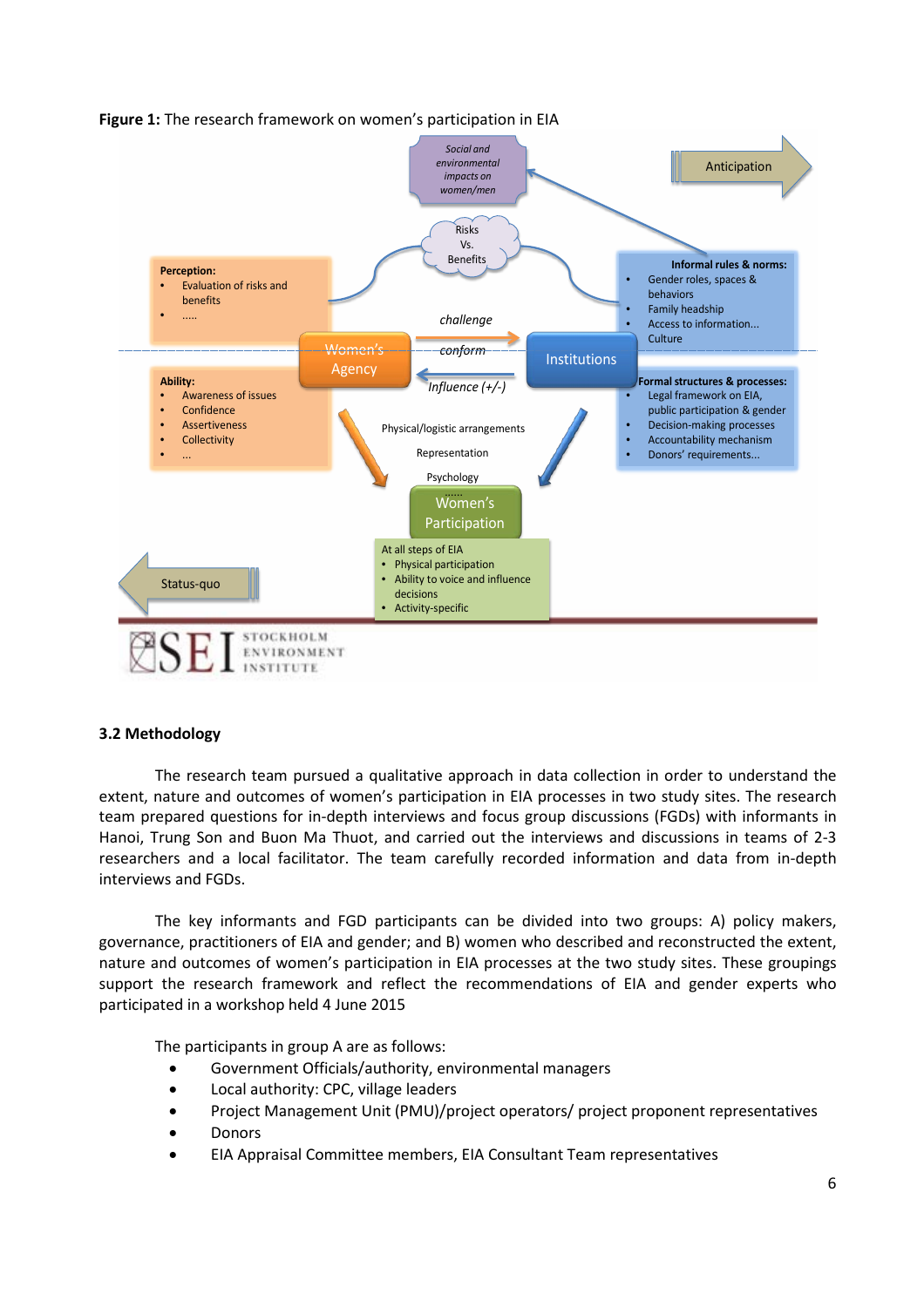**Figure 1:** The research framework on women's participation in EIA

Social and environmental impacts on women/men

Anticipation

Risks Vs. Benefits

**Perception:**
- Evaluation of risks and benefits
- .....

**Informal rules & norms:**
- Gender roles, spaces & behaviors
- Family headship
- Access to information...
- Culture

challenge

Women's Agency

conform

Institutions

Influence (+/-)

**Ability:**
- Awareness of issues
- Confidence
- Assertiveness
- Collectivity
- ...

**Formal structures & processes:**
- Legal framework on EIA, public participation & gender
- Decision-making processes
- Accountability mechanism
- Donors' requirements...

Physical/logistic arrangements

Representation

Psychology

......

Women's Participation

At all steps of EIA
- Physical participation
- Ability to voice and influence decisions
- Activity-specific

Status-quo

SEI STOCKHOLM ENVIRONMENT INSTITUTE

### 3.2 Methodology

The research team pursued a qualitative approach in data collection in order to understand the extent, nature and outcomes of women's participation in EIA processes in two study sites. The research team prepared questions for in-depth interviews and focus group discussions (FGDs) with informants in Hanoi, Trung Son and Buon Ma Thuot, and carried out the interviews and discussions in teams of 2-3 researchers and a local facilitator. The team carefully recorded information and data from in-depth interviews and FGDs.

The key informants and FGD participants can be divided into two groups: A) policy makers, governance, practitioners of EIA and gender; and B) women who described and reconstructed the extent, nature and outcomes of women's participation in EIA processes at the two study sites. These groupings support the research framework and reflect the recommendations of EIA and gender experts who participated in a workshop held 4 June 2015

The participants in group A are as follows:

- Government Officials/authority, environmental managers
- Local authority: CPC, village leaders
- Project Management Unit (PMU)/project operators/ project proponent representatives
- Donors
- EIA Appraisal Committee members, EIA Consultant Team representatives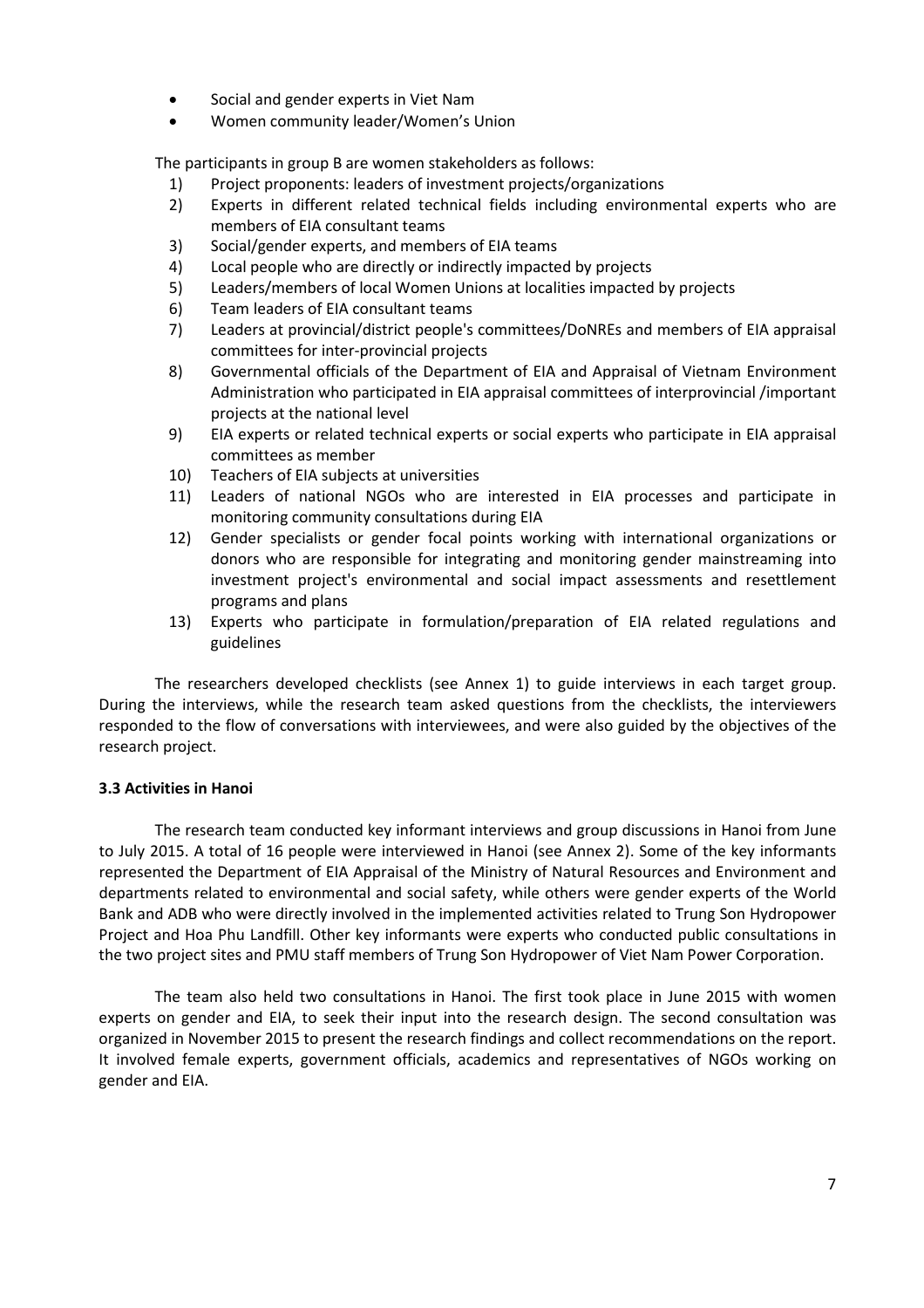- Social and gender experts in Viet Nam
- Women community leader/Women's Union

The participants in group B are women stakeholders as follows:

1) Project proponents: leaders of investment projects/organizations
2) Experts in different related technical fields including environmental experts who are members of EIA consultant teams
3) Social/gender experts, and members of EIA teams
4) Local people who are directly or indirectly impacted by projects
5) Leaders/members of local Women Unions at localities impacted by projects
6) Team leaders of EIA consultant teams
7) Leaders at provincial/district people's committees/DoNREs and members of EIA appraisal committees for inter-provincial projects
8) Governmental officials of the Department of EIA and Appraisal of Vietnam Environment Administration who participated in EIA appraisal committees of interprovincial /important projects at the national level
9) EIA experts or related technical experts or social experts who participate in EIA appraisal committees as member
10) Teachers of EIA subjects at universities
11) Leaders of national NGOs who are interested in EIA processes and participate in monitoring community consultations during EIA
12) Gender specialists or gender focal points working with international organizations or donors who are responsible for integrating and monitoring gender mainstreaming into investment project's environmental and social impact assessments and resettlement programs and plans
13) Experts who participate in formulation/preparation of EIA related regulations and guidelines

The researchers developed checklists (see Annex 1) to guide interviews in each target group. During the interviews, while the research team asked questions from the checklists, the interviewers responded to the flow of conversations with interviewees, and were also guided by the objectives of the research project.

**3.3 Activities in Hanoi**

The research team conducted key informant interviews and group discussions in Hanoi from June to July 2015. A total of 16 people were interviewed in Hanoi (see Annex 2). Some of the key informants represented the Department of EIA Appraisal of the Ministry of Natural Resources and Environment and departments related to environmental and social safety, while others were gender experts of the World Bank and ADB who were directly involved in the implemented activities related to Trung Son Hydropower Project and Hoa Phu Landfill. Other key informants were experts who conducted public consultations in the two project sites and PMU staff members of Trung Son Hydropower of Viet Nam Power Corporation.

The team also held two consultations in Hanoi. The first took place in June 2015 with women experts on gender and EIA, to seek their input into the research design. The second consultation was organized in November 2015 to present the research findings and collect recommendations on the report. It involved female experts, government officials, academics and representatives of NGOs working on gender and EIA.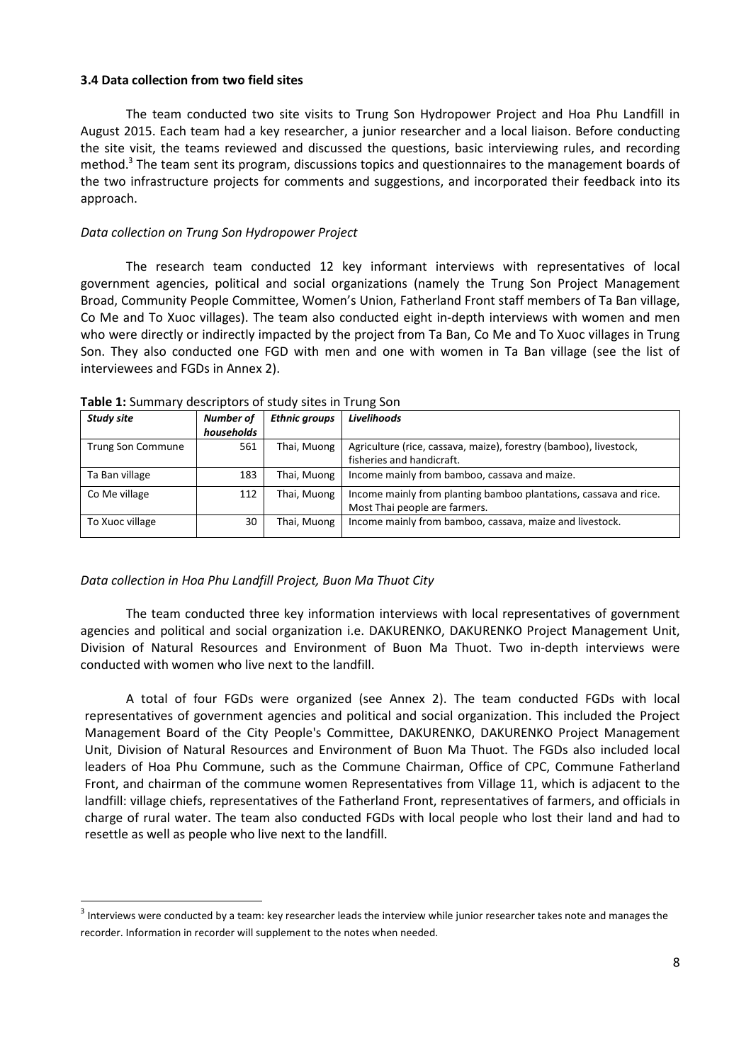### 3.4 Data collection from two field sites

The team conducted two site visits to Trung Son Hydropower Project and Hoa Phu Landfill in August 2015. Each team had a key researcher, a junior researcher and a local liaison. Before conducting the site visit, the teams reviewed and discussed the questions, basic interviewing rules, and recording method.[3] The team sent its program, discussions topics and questionnaires to the management boards of the two infrastructure projects for comments and suggestions, and incorporated their feedback into its approach.

*Data collection on Trung Son Hydropower Project*

The research team conducted 12 key informant interviews with representatives of local government agencies, political and social organizations (namely the Trung Son Project Management Broad, Community People Committee, Women's Union, Fatherland Front staff members of Ta Ban village, Co Me and To Xuoc villages). The team also conducted eight in-depth interviews with women and men who were directly or indirectly impacted by the project from Ta Ban, Co Me and To Xuoc villages in Trung Son. They also conducted one FGD with men and one with women in Ta Ban village (see the list of interviewees and FGDs in Annex 2).

**Table 1:** Summary descriptors of study sites in Trung Son

| *Study site* | *Number of households* | *Ethnic groups* | *Livelihoods* |
|---|---|---|---|
| Trung Son Commune | 561 | Thai, Muong | Agriculture (rice, cassava, maize), forestry (bamboo), livestock, fisheries and handicraft. |
| Ta Ban village | 183 | Thai, Muong | Income mainly from bamboo, cassava and maize. |
| Co Me village | 112 | Thai, Muong | Income mainly from planting bamboo plantations, cassava and rice. Most Thai people are farmers. |
| To Xuoc village | 30 | Thai, Muong | Income mainly from bamboo, cassava, maize and livestock. |

*Data collection in Hoa Phu Landfill Project, Buon Ma Thuot City*

The team conducted three key information interviews with local representatives of government agencies and political and social organization i.e. DAKURENKO, DAKURENKO Project Management Unit, Division of Natural Resources and Environment of Buon Ma Thuot. Two in-depth interviews were conducted with women who live next to the landfill.

A total of four FGDs were organized (see Annex 2). The team conducted FGDs with local representatives of government agencies and political and social organization. This included the Project Management Board of the City People's Committee, DAKURENKO, DAKURENKO Project Management Unit, Division of Natural Resources and Environment of Buon Ma Thuot. The FGDs also included local leaders of Hoa Phu Commune, such as the Commune Chairman, Office of CPC, Commune Fatherland Front, and chairman of the commune women Representatives from Village 11, which is adjacent to the landfill: village chiefs, representatives of the Fatherland Front, representatives of farmers, and officials in charge of rural water. The team also conducted FGDs with local people who lost their land and had to resettle as well as people who live next to the landfill.

---

[3] Interviews were conducted by a team: key researcher leads the interview while junior researcher takes note and manages the recorder. Information in recorder will supplement to the notes when needed.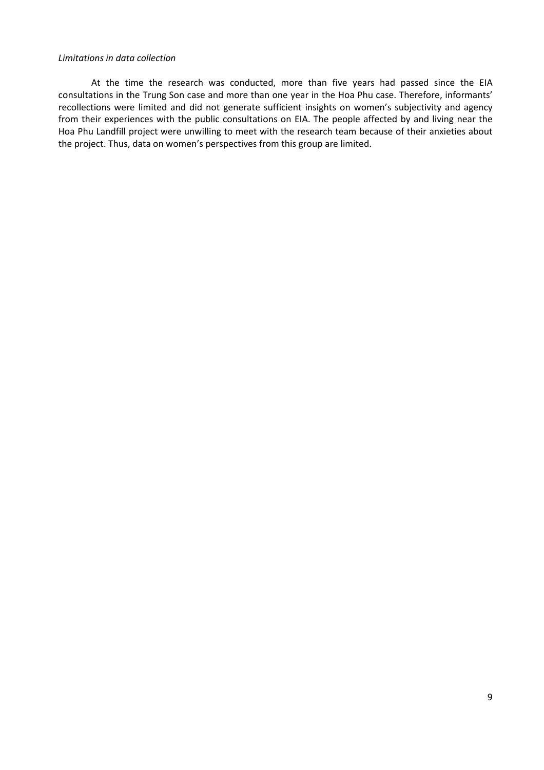*Limitations in data collection*

At the time the research was conducted, more than five years had passed since the EIA consultations in the Trung Son case and more than one year in the Hoa Phu case. Therefore, informants' recollections were limited and did not generate sufficient insights on women's subjectivity and agency from their experiences with the public consultations on EIA. The people affected by and living near the Hoa Phu Landfill project were unwilling to meet with the research team because of their anxieties about the project. Thus, data on women's perspectives from this group are limited.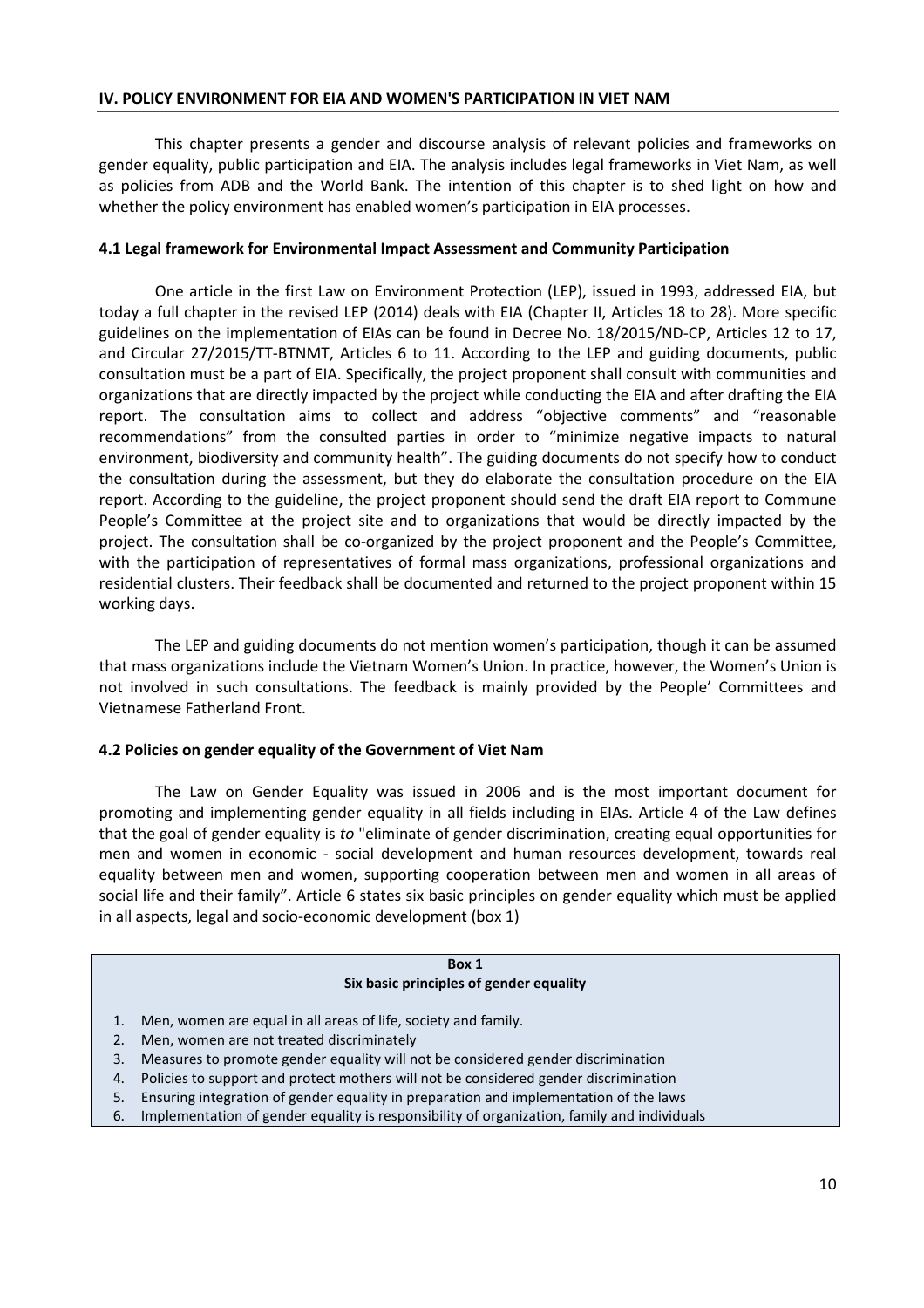## IV. POLICY ENVIRONMENT FOR EIA AND WOMEN'S PARTICIPATION IN VIET NAM

This chapter presents a gender and discourse analysis of relevant policies and frameworks on gender equality, public participation and EIA. The analysis includes legal frameworks in Viet Nam, as well as policies from ADB and the World Bank. The intention of this chapter is to shed light on how and whether the policy environment has enabled women's participation in EIA processes.

### 4.1 Legal framework for Environmental Impact Assessment and Community Participation

One article in the first Law on Environment Protection (LEP), issued in 1993, addressed EIA, but today a full chapter in the revised LEP (2014) deals with EIA (Chapter II, Articles 18 to 28). More specific guidelines on the implementation of EIAs can be found in Decree No. 18/2015/ND-CP, Articles 12 to 17, and Circular 27/2015/TT-BTNMT, Articles 6 to 11. According to the LEP and guiding documents, public consultation must be a part of EIA. Specifically, the project proponent shall consult with communities and organizations that are directly impacted by the project while conducting the EIA and after drafting the EIA report. The consultation aims to collect and address "objective comments" and "reasonable recommendations" from the consulted parties in order to "minimize negative impacts to natural environment, biodiversity and community health". The guiding documents do not specify how to conduct the consultation during the assessment, but they do elaborate the consultation procedure on the EIA report. According to the guideline, the project proponent should send the draft EIA report to Commune People's Committee at the project site and to organizations that would be directly impacted by the project. The consultation shall be co-organized by the project proponent and the People's Committee, with the participation of representatives of formal mass organizations, professional organizations and residential clusters. Their feedback shall be documented and returned to the project proponent within 15 working days.

The LEP and guiding documents do not mention women's participation, though it can be assumed that mass organizations include the Vietnam Women's Union. In practice, however, the Women's Union is not involved in such consultations. The feedback is mainly provided by the People' Committees and Vietnamese Fatherland Front.

### 4.2 Policies on gender equality of the Government of Viet Nam

The Law on Gender Equality was issued in 2006 and is the most important document for promoting and implementing gender equality in all fields including in EIAs. Article 4 of the Law defines that the goal of gender equality is *to* "eliminate of gender discrimination, creating equal opportunities for men and women in economic - social development and human resources development, towards real equality between men and women, supporting cooperation between men and women in all areas of social life and their family". Article 6 states six basic principles on gender equality which must be applied in all aspects, legal and socio-economic development (box 1)

**Box 1**
**Six basic principles of gender equality**

1. Men, women are equal in all areas of life, society and family.
2. Men, women are not treated discriminately
3. Measures to promote gender equality will not be considered gender discrimination
4. Policies to support and protect mothers will not be considered gender discrimination
5. Ensuring integration of gender equality in preparation and implementation of the laws
6. Implementation of gender equality is responsibility of organization, family and individuals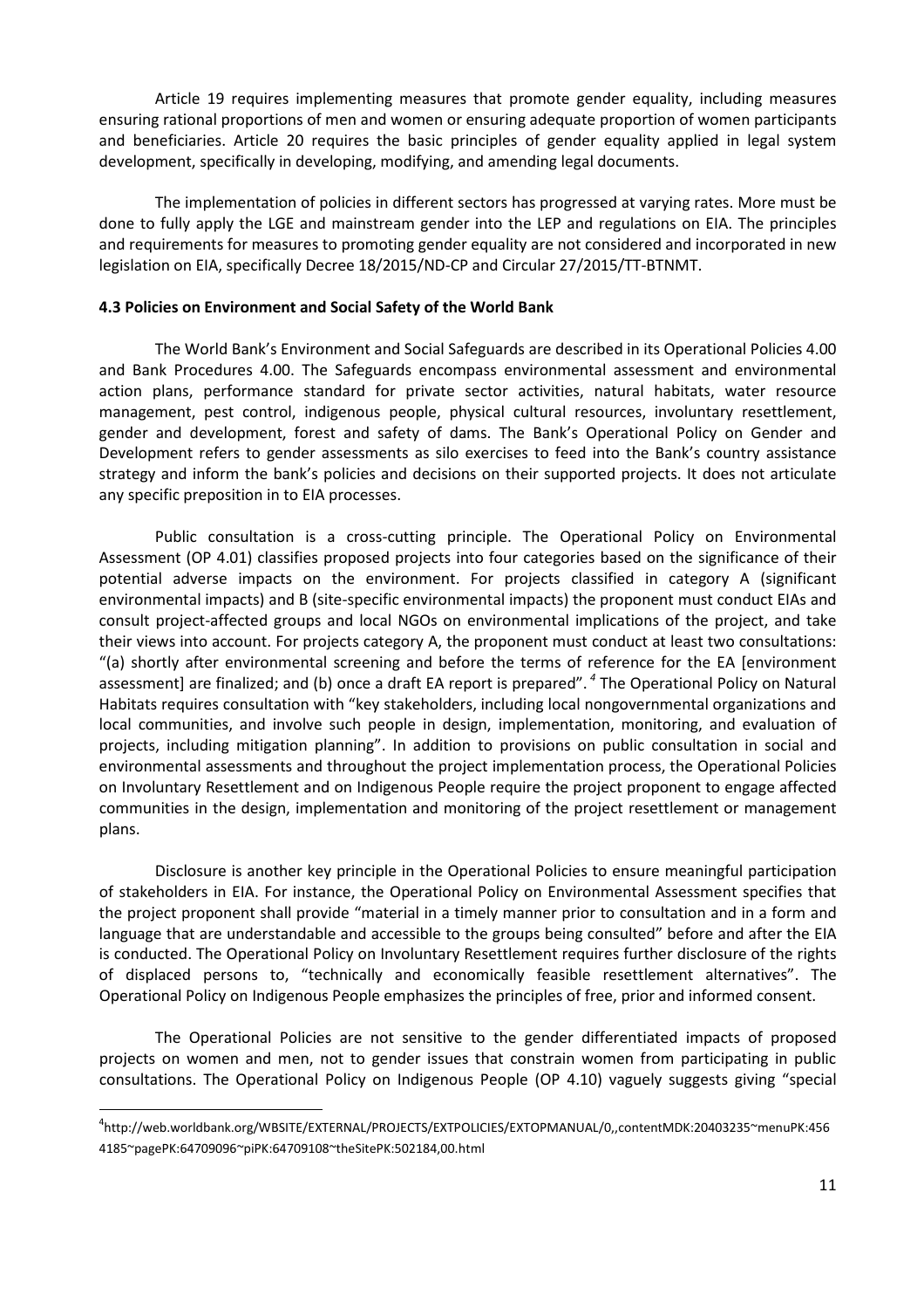Article 19 requires implementing measures that promote gender equality, including measures ensuring rational proportions of men and women or ensuring adequate proportion of women participants and beneficiaries. Article 20 requires the basic principles of gender equality applied in legal system development, specifically in developing, modifying, and amending legal documents.

The implementation of policies in different sectors has progressed at varying rates. More must be done to fully apply the LGE and mainstream gender into the LEP and regulations on EIA. The principles and requirements for measures to promoting gender equality are not considered and incorporated in new legislation on EIA, specifically Decree 18/2015/ND-CP and Circular 27/2015/TT-BTNMT.

### 4.3 Policies on Environment and Social Safety of the World Bank

The World Bank's Environment and Social Safeguards are described in its Operational Policies 4.00 and Bank Procedures 4.00. The Safeguards encompass environmental assessment and environmental action plans, performance standard for private sector activities, natural habitats, water resource management, pest control, indigenous people, physical cultural resources, involuntary resettlement, gender and development, forest and safety of dams. The Bank's Operational Policy on Gender and Development refers to gender assessments as silo exercises to feed into the Bank's country assistance strategy and inform the bank's policies and decisions on their supported projects. It does not articulate any specific preposition in to EIA processes.

Public consultation is a cross-cutting principle. The Operational Policy on Environmental Assessment (OP 4.01) classifies proposed projects into four categories based on the significance of their potential adverse impacts on the environment. For projects classified in category A (significant environmental impacts) and B (site-specific environmental impacts) the proponent must conduct EIAs and consult project-affected groups and local NGOs on environmental implications of the project, and take their views into account. For projects category A, the proponent must conduct at least two consultations: "(a) shortly after environmental screening and before the terms of reference for the EA [environment assessment] are finalized; and (b) once a draft EA report is prepared".[4] The Operational Policy on Natural Habitats requires consultation with "key stakeholders, including local nongovernmental organizations and local communities, and involve such people in design, implementation, monitoring, and evaluation of projects, including mitigation planning". In addition to provisions on public consultation in social and environmental assessments and throughout the project implementation process, the Operational Policies on Involuntary Resettlement and on Indigenous People require the project proponent to engage affected communities in the design, implementation and monitoring of the project resettlement or management plans.

Disclosure is another key principle in the Operational Policies to ensure meaningful participation of stakeholders in EIA. For instance, the Operational Policy on Environmental Assessment specifies that the project proponent shall provide "material in a timely manner prior to consultation and in a form and language that are understandable and accessible to the groups being consulted" before and after the EIA is conducted. The Operational Policy on Involuntary Resettlement requires further disclosure of the rights of displaced persons to, "technically and economically feasible resettlement alternatives". The Operational Policy on Indigenous People emphasizes the principles of free, prior and informed consent.

The Operational Policies are not sensitive to the gender differentiated impacts of proposed projects on women and men, not to gender issues that constrain women from participating in public consultations. The Operational Policy on Indigenous People (OP 4.10) vaguely suggests giving "special

---

[4] http://web.worldbank.org/WBSITE/EXTERNAL/PROJECTS/EXTPOLICIES/EXTOPMANUAL/0,,contentMDK:20403235~menuPK:4564185~pagePK:64709096~piPK:64709108~theSitePK:502184,00.html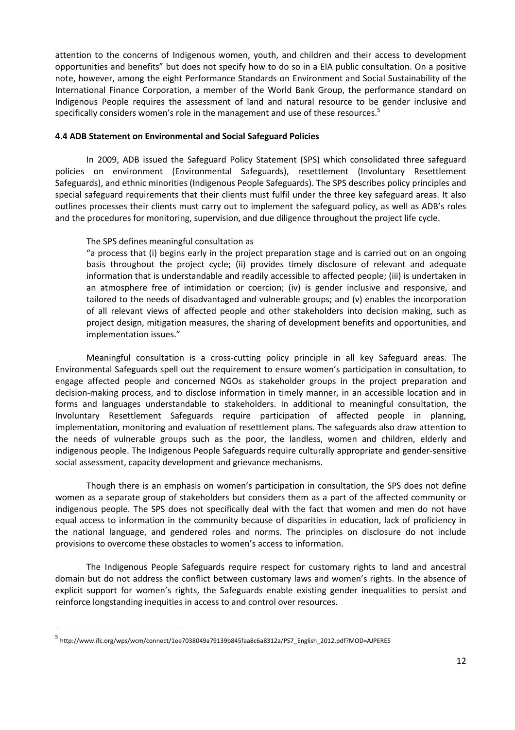attention to the concerns of Indigenous women, youth, and children and their access to development opportunities and benefits" but does not specify how to do so in a EIA public consultation. On a positive note, however, among the eight Performance Standards on Environment and Social Sustainability of the International Finance Corporation, a member of the World Bank Group, the performance standard on Indigenous People requires the assessment of land and natural resource to be gender inclusive and specifically considers women's role in the management and use of these resources.[5]

**4.4 ADB Statement on Environmental and Social Safeguard Policies**

In 2009, ADB issued the Safeguard Policy Statement (SPS) which consolidated three safeguard policies on environment (Environmental Safeguards), resettlement (Involuntary Resettlement Safeguards), and ethnic minorities (Indigenous People Safeguards). The SPS describes policy principles and special safeguard requirements that their clients must fulfil under the three key safeguard areas. It also outlines processes their clients must carry out to implement the safeguard policy, as well as ADB's roles and the procedures for monitoring, supervision, and due diligence throughout the project life cycle.

The SPS defines meaningful consultation as

> "a process that (i) begins early in the project preparation stage and is carried out on an ongoing basis throughout the project cycle; (ii) provides timely disclosure of relevant and adequate information that is understandable and readily accessible to affected people; (iii) is undertaken in an atmosphere free of intimidation or coercion; (iv) is gender inclusive and responsive, and tailored to the needs of disadvantaged and vulnerable groups; and (v) enables the incorporation of all relevant views of affected people and other stakeholders into decision making, such as project design, mitigation measures, the sharing of development benefits and opportunities, and implementation issues."

Meaningful consultation is a cross-cutting policy principle in all key Safeguard areas. The Environmental Safeguards spell out the requirement to ensure women's participation in consultation, to engage affected people and concerned NGOs as stakeholder groups in the project preparation and decision-making process, and to disclose information in timely manner, in an accessible location and in forms and languages understandable to stakeholders. In additional to meaningful consultation, the Involuntary Resettlement Safeguards require participation of affected people in planning, implementation, monitoring and evaluation of resettlement plans. The safeguards also draw attention to the needs of vulnerable groups such as the poor, the landless, women and children, elderly and indigenous people. The Indigenous People Safeguards require culturally appropriate and gender-sensitive social assessment, capacity development and grievance mechanisms.

Though there is an emphasis on women's participation in consultation, the SPS does not define women as a separate group of stakeholders but considers them as a part of the affected community or indigenous people. The SPS does not specifically deal with the fact that women and men do not have equal access to information in the community because of disparities in education, lack of proficiency in the national language, and gendered roles and norms. The principles on disclosure do not include provisions to overcome these obstacles to women's access to information.

The Indigenous People Safeguards require respect for customary rights to land and ancestral domain but do not address the conflict between customary laws and women's rights. In the absence of explicit support for women's rights, the Safeguards enable existing gender inequalities to persist and reinforce longstanding inequities in access to and control over resources.

[5] http://www.ifc.org/wps/wcm/connect/1ee7038049a79139b845faa8c6a8312a/PS7_English_2012.pdf?MOD=AJPERES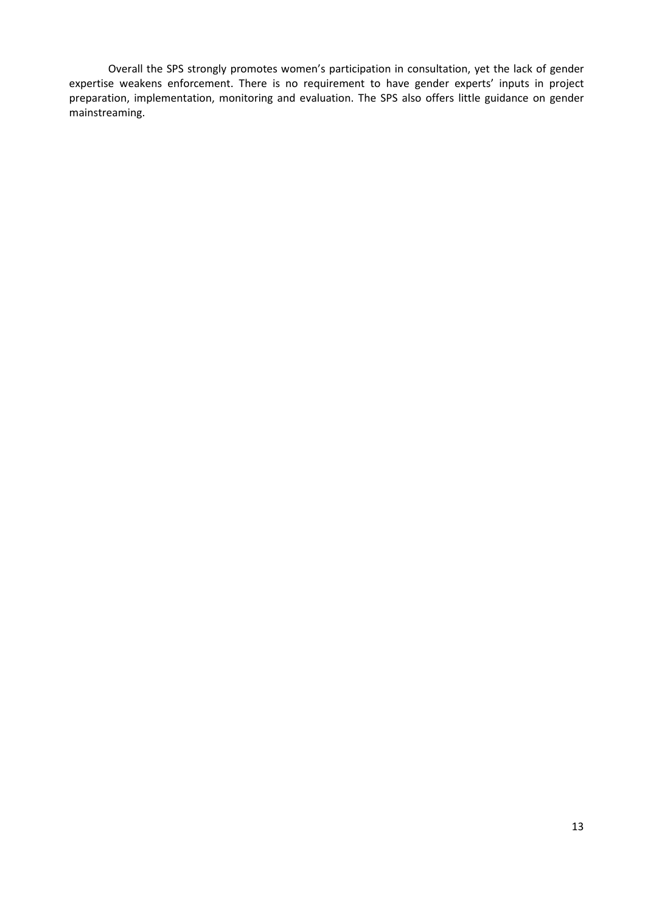Overall the SPS strongly promotes women's participation in consultation, yet the lack of gender expertise weakens enforcement. There is no requirement to have gender experts' inputs in project preparation, implementation, monitoring and evaluation. The SPS also offers little guidance on gender mainstreaming.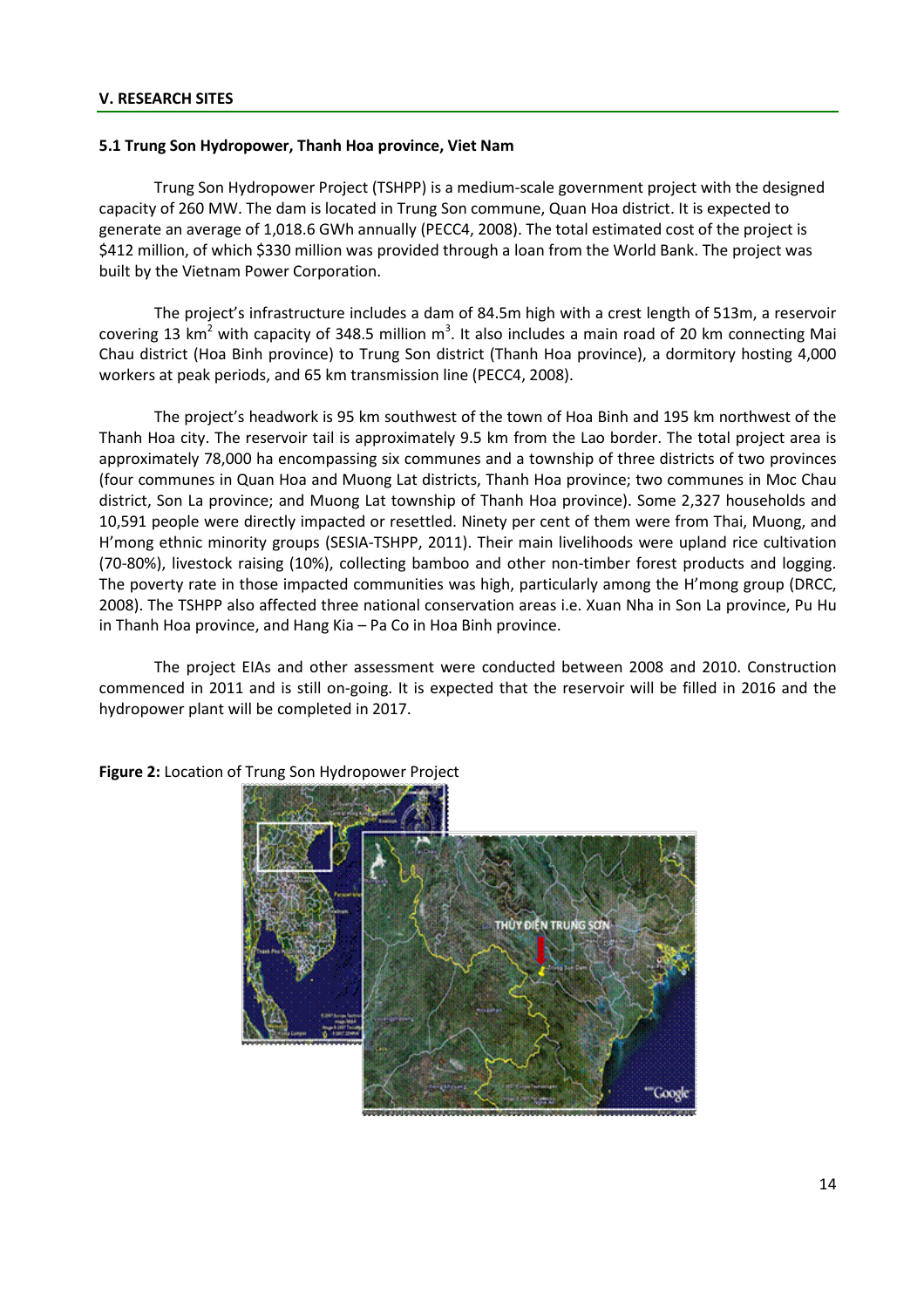## V. RESEARCH SITES

### 5.1 Trung Son Hydropower, Thanh Hoa province, Viet Nam

Trung Son Hydropower Project (TSHPP) is a medium-scale government project with the designed capacity of 260 MW. The dam is located in Trung Son commune, Quan Hoa district. It is expected to generate an average of 1,018.6 GWh annually (PECC4, 2008). The total estimated cost of the project is \$412 million, of which \$330 million was provided through a loan from the World Bank. The project was built by the Vietnam Power Corporation.

The project's infrastructure includes a dam of 84.5m high with a crest length of 513m, a reservoir covering 13 $km^2$ with capacity of 348.5 million $m^3$. It also includes a main road of 20 km connecting Mai Chau district (Hoa Binh province) to Trung Son district (Thanh Hoa province), a dormitory hosting 4,000 workers at peak periods, and 65 km transmission line (PECC4, 2008).

The project's headwork is 95 km southwest of the town of Hoa Binh and 195 km northwest of the Thanh Hoa city. The reservoir tail is approximately 9.5 km from the Lao border. The total project area is approximately 78,000 ha encompassing six communes and a township of three districts of two provinces (four communes in Quan Hoa and Muong Lat districts, Thanh Hoa province; two communes in Moc Chau district, Son La province; and Muong Lat township of Thanh Hoa province). Some 2,327 households and 10,591 people were directly impacted or resettled. Ninety per cent of them were from Thai, Muong, and H'mong ethnic minority groups (SESIA-TSHPP, 2011). Their main livelihoods were upland rice cultivation (70-80%), livestock raising (10%), collecting bamboo and other non-timber forest products and logging. The poverty rate in those impacted communities was high, particularly among the H'mong group (DRCC, 2008). The TSHPP also affected three national conservation areas i.e. Xuan Nha in Son La province, Pu Hu in Thanh Hoa province, and Hang Kia – Pa Co in Hoa Binh province.

The project EIAs and other assessment were conducted between 2008 and 2010. Construction commenced in 2011 and is still on-going. It is expected that the reservoir will be filled in 2016 and the hydropower plant will be completed in 2017.

**Figure 2:** Location of Trung Son Hydropower Project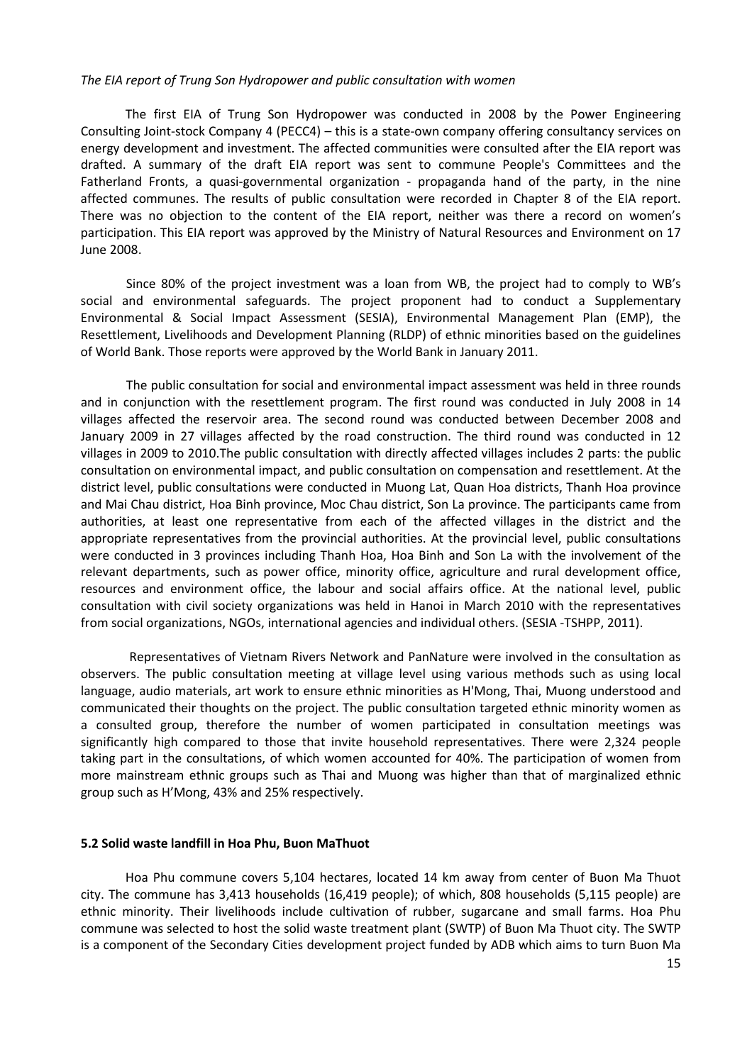*The EIA report of Trung Son Hydropower and public consultation with women*

The first EIA of Trung Son Hydropower was conducted in 2008 by the Power Engineering Consulting Joint-stock Company 4 (PECC4) – this is a state-own company offering consultancy services on energy development and investment. The affected communities were consulted after the EIA report was drafted. A summary of the draft EIA report was sent to commune People's Committees and the Fatherland Fronts, a quasi-governmental organization - propaganda hand of the party, in the nine affected communes. The results of public consultation were recorded in Chapter 8 of the EIA report. There was no objection to the content of the EIA report, neither was there a record on women's participation. This EIA report was approved by the Ministry of Natural Resources and Environment on 17 June 2008.

Since 80% of the project investment was a loan from WB, the project had to comply to WB's social and environmental safeguards. The project proponent had to conduct a Supplementary Environmental & Social Impact Assessment (SESIA), Environmental Management Plan (EMP), the Resettlement, Livelihoods and Development Planning (RLDP) of ethnic minorities based on the guidelines of World Bank. Those reports were approved by the World Bank in January 2011.

The public consultation for social and environmental impact assessment was held in three rounds and in conjunction with the resettlement program. The first round was conducted in July 2008 in 14 villages affected the reservoir area. The second round was conducted between December 2008 and January 2009 in 27 villages affected by the road construction. The third round was conducted in 12 villages in 2009 to 2010.The public consultation with directly affected villages includes 2 parts: the public consultation on environmental impact, and public consultation on compensation and resettlement. At the district level, public consultations were conducted in Muong Lat, Quan Hoa districts, Thanh Hoa province and Mai Chau district, Hoa Binh province, Moc Chau district, Son La province. The participants came from authorities, at least one representative from each of the affected villages in the district and the appropriate representatives from the provincial authorities. At the provincial level, public consultations were conducted in 3 provinces including Thanh Hoa, Hoa Binh and Son La with the involvement of the relevant departments, such as power office, minority office, agriculture and rural development office, resources and environment office, the labour and social affairs office. At the national level, public consultation with civil society organizations was held in Hanoi in March 2010 with the representatives from social organizations, NGOs, international agencies and individual others. (SESIA -TSHPP, 2011).

Representatives of Vietnam Rivers Network and PanNature were involved in the consultation as observers. The public consultation meeting at village level using various methods such as using local language, audio materials, art work to ensure ethnic minorities as H'Mong, Thai, Muong understood and communicated their thoughts on the project. The public consultation targeted ethnic minority women as a consulted group, therefore the number of women participated in consultation meetings was significantly high compared to those that invite household representatives. There were 2,324 people taking part in the consultations, of which women accounted for 40%. The participation of women from more mainstream ethnic groups such as Thai and Muong was higher than that of marginalized ethnic group such as H'Mong, 43% and 25% respectively.

### 5.2 Solid waste landfill in Hoa Phu, Buon MaThuot

Hoa Phu commune covers 5,104 hectares, located 14 km away from center of Buon Ma Thuot city. The commune has 3,413 households (16,419 people); of which, 808 households (5,115 people) are ethnic minority. Their livelihoods include cultivation of rubber, sugarcane and small farms. Hoa Phu commune was selected to host the solid waste treatment plant (SWTP) of Buon Ma Thuot city. The SWTP is a component of the Secondary Cities development project funded by ADB which aims to turn Buon Ma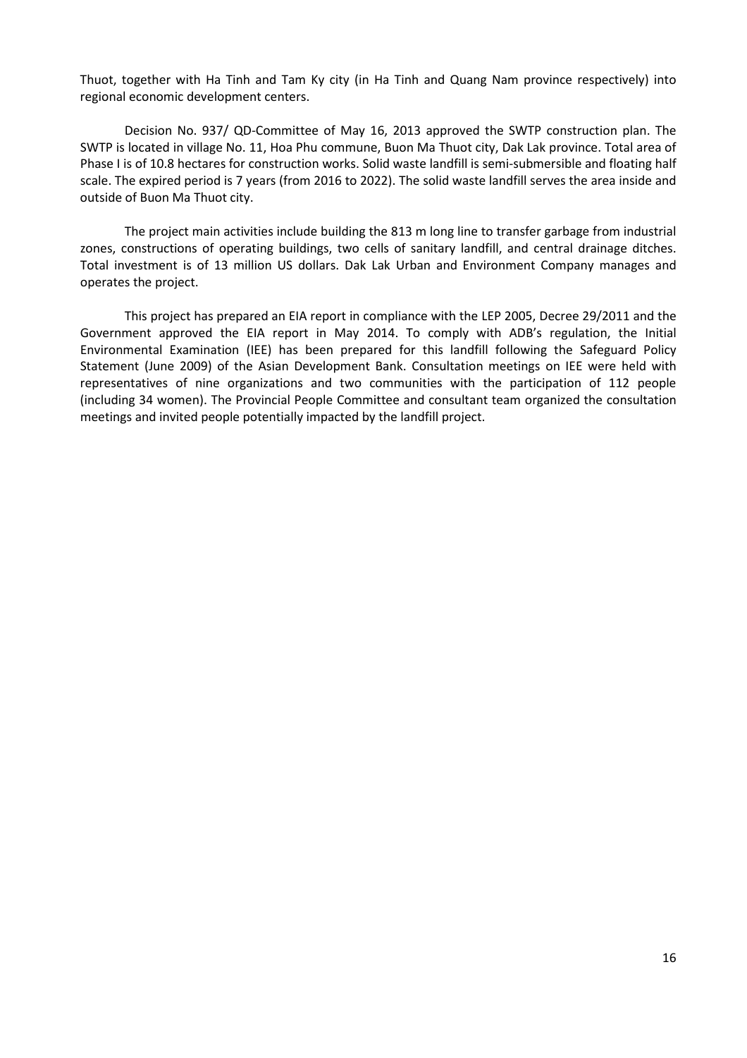Thuot, together with Ha Tinh and Tam Ky city (in Ha Tinh and Quang Nam province respectively) into regional economic development centers.

Decision No. 937/ QD-Committee of May 16, 2013 approved the SWTP construction plan. The SWTP is located in village No. 11, Hoa Phu commune, Buon Ma Thuot city, Dak Lak province. Total area of Phase I is of 10.8 hectares for construction works. Solid waste landfill is semi-submersible and floating half scale. The expired period is 7 years (from 2016 to 2022). The solid waste landfill serves the area inside and outside of Buon Ma Thuot city.

The project main activities include building the 813 m long line to transfer garbage from industrial zones, constructions of operating buildings, two cells of sanitary landfill, and central drainage ditches. Total investment is of 13 million US dollars. Dak Lak Urban and Environment Company manages and operates the project.

This project has prepared an EIA report in compliance with the LEP 2005, Decree 29/2011 and the Government approved the EIA report in May 2014. To comply with ADB's regulation, the Initial Environmental Examination (IEE) has been prepared for this landfill following the Safeguard Policy Statement (June 2009) of the Asian Development Bank. Consultation meetings on IEE were held with representatives of nine organizations and two communities with the participation of 112 people (including 34 women). The Provincial People Committee and consultant team organized the consultation meetings and invited people potentially impacted by the landfill project.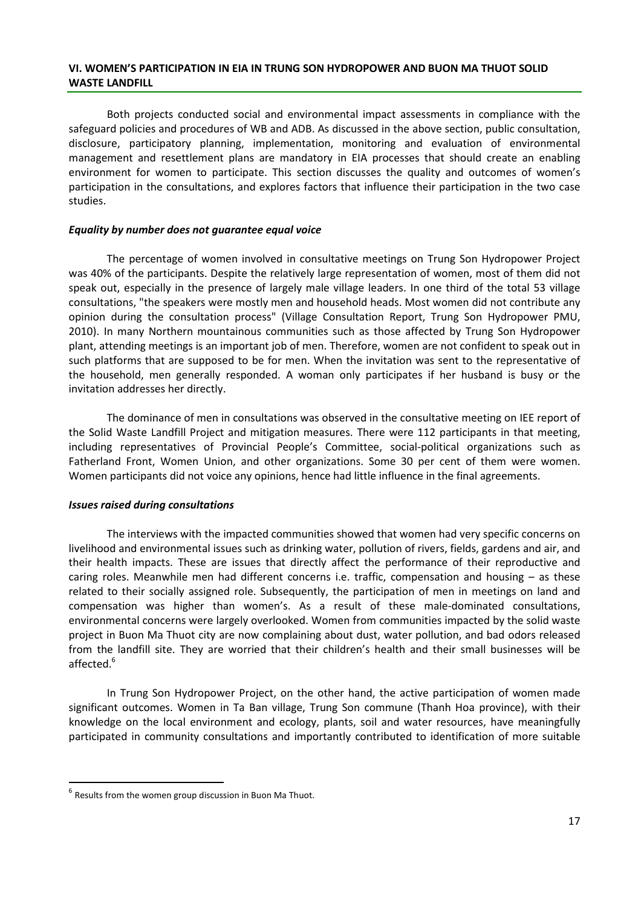## VI. WOMEN'S PARTICIPATION IN EIA IN TRUNG SON HYDROPOWER AND BUON MA THUOT SOLID WASTE LANDFILL

Both projects conducted social and environmental impact assessments in compliance with the safeguard policies and procedures of WB and ADB. As discussed in the above section, public consultation, disclosure, participatory planning, implementation, monitoring and evaluation of environmental management and resettlement plans are mandatory in EIA processes that should create an enabling environment for women to participate. This section discusses the quality and outcomes of women's participation in the consultations, and explores factors that influence their participation in the two case studies.

### *Equality by number does not guarantee equal voice*

The percentage of women involved in consultative meetings on Trung Son Hydropower Project was 40% of the participants. Despite the relatively large representation of women, most of them did not speak out, especially in the presence of largely male village leaders. In one third of the total 53 village consultations, "the speakers were mostly men and household heads. Most women did not contribute any opinion during the consultation process" (Village Consultation Report, Trung Son Hydropower PMU, 2010). In many Northern mountainous communities such as those affected by Trung Son Hydropower plant, attending meetings is an important job of men. Therefore, women are not confident to speak out in such platforms that are supposed to be for men. When the invitation was sent to the representative of the household, men generally responded. A woman only participates if her husband is busy or the invitation addresses her directly.

The dominance of men in consultations was observed in the consultative meeting on IEE report of the Solid Waste Landfill Project and mitigation measures. There were 112 participants in that meeting, including representatives of Provincial People's Committee, social-political organizations such as Fatherland Front, Women Union, and other organizations. Some 30 per cent of them were women. Women participants did not voice any opinions, hence had little influence in the final agreements.

### *Issues raised during consultations*

The interviews with the impacted communities showed that women had very specific concerns on livelihood and environmental issues such as drinking water, pollution of rivers, fields, gardens and air, and their health impacts. These are issues that directly affect the performance of their reproductive and caring roles. Meanwhile men had different concerns i.e. traffic, compensation and housing – as these related to their socially assigned role. Subsequently, the participation of men in meetings on land and compensation was higher than women's. As a result of these male-dominated consultations, environmental concerns were largely overlooked. Women from communities impacted by the solid waste project in Buon Ma Thuot city are now complaining about dust, water pollution, and bad odors released from the landfill site. They are worried that their children's health and their small businesses will be affected.[6]

In Trung Son Hydropower Project, on the other hand, the active participation of women made significant outcomes. Women in Ta Ban village, Trung Son commune (Thanh Hoa province), with their knowledge on the local environment and ecology, plants, soil and water resources, have meaningfully participated in community consultations and importantly contributed to identification of more suitable

---

[6] Results from the women group discussion in Buon Ma Thuot.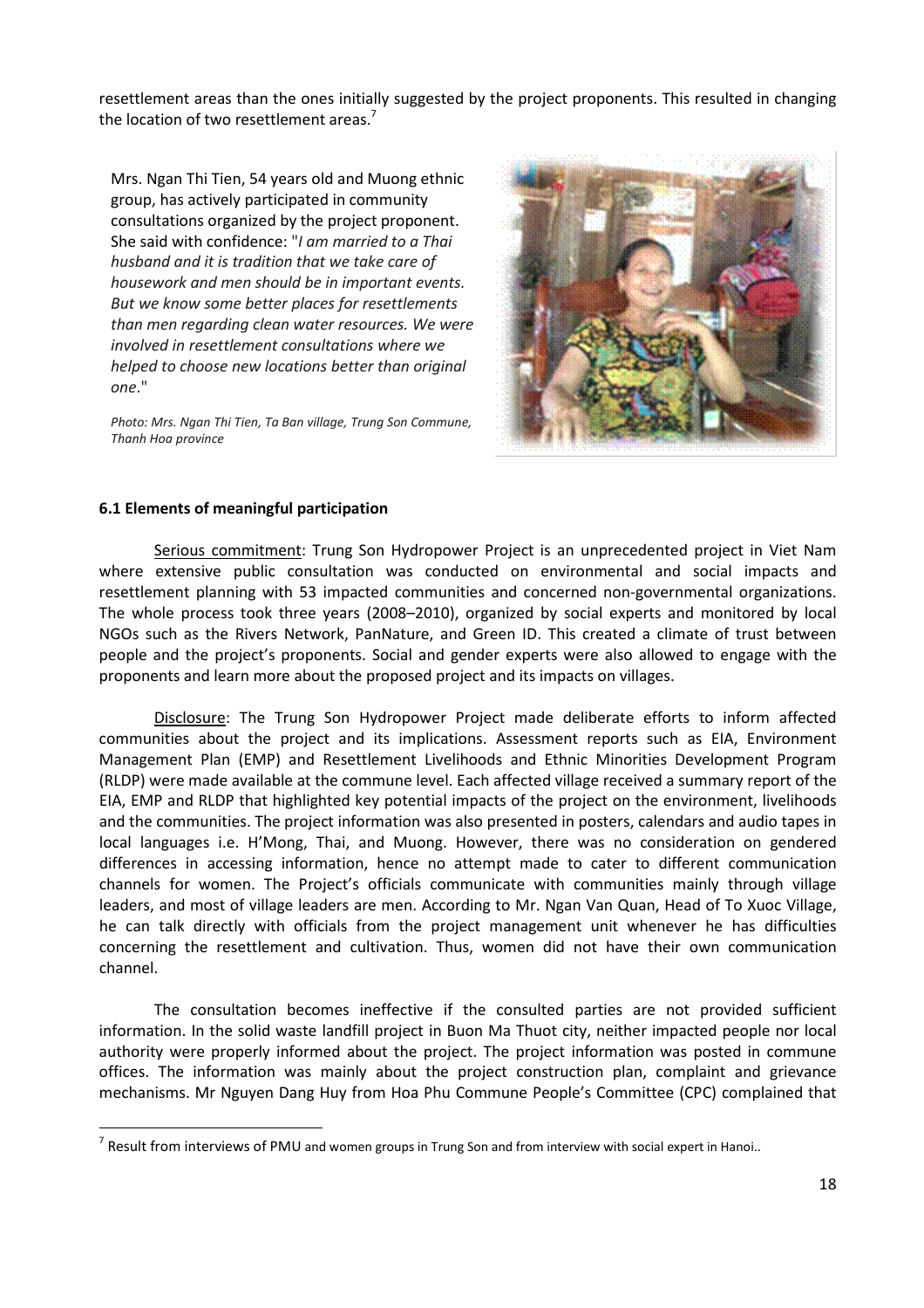resettlement areas than the ones initially suggested by the project proponents. This resulted in changing the location of two resettlement areas.[7]

Mrs. Ngan Thi Tien, 54 years old and Muong ethnic group, has actively participated in community consultations organized by the project proponent. She said with confidence: "*I am married to a Thai husband and it is tradition that we take care of housework and men should be in important events. But we know some better places for resettlements than men regarding clean water resources. We were involved in resettlement consultations where we helped to choose new locations better than original one*."

*Photo: Mrs. Ngan Thi Tien, Ta Ban village, Trung Son Commune, Thanh Hoa province*

**6.1 Elements of meaningful participation**

Serious commitment: Trung Son Hydropower Project is an unprecedented project in Viet Nam where extensive public consultation was conducted on environmental and social impacts and resettlement planning with 53 impacted communities and concerned non-governmental organizations. The whole process took three years (2008–2010), organized by social experts and monitored by local NGOs such as the Rivers Network, PanNature, and Green ID. This created a climate of trust between people and the project's proponents. Social and gender experts were also allowed to engage with the proponents and learn more about the proposed project and its impacts on villages.

Disclosure: The Trung Son Hydropower Project made deliberate efforts to inform affected communities about the project and its implications. Assessment reports such as EIA, Environment Management Plan (EMP) and Resettlement Livelihoods and Ethnic Minorities Development Program (RLDP) were made available at the commune level. Each affected village received a summary report of the EIA, EMP and RLDP that highlighted key potential impacts of the project on the environment, livelihoods and the communities. The project information was also presented in posters, calendars and audio tapes in local languages i.e. H'Mong, Thai, and Muong. However, there was no consideration on gendered differences in accessing information, hence no attempt made to cater to different communication channels for women. The Project's officials communicate with communities mainly through village leaders, and most of village leaders are men. According to Mr. Ngan Van Quan, Head of To Xuoc Village, he can talk directly with officials from the project management unit whenever he has difficulties concerning the resettlement and cultivation. Thus, women did not have their own communication channel.

The consultation becomes ineffective if the consulted parties are not provided sufficient information. In the solid waste landfill project in Buon Ma Thuot city, neither impacted people nor local authority were properly informed about the project. The project information was posted in commune offices. The information was mainly about the project construction plan, complaint and grievance mechanisms. Mr Nguyen Dang Huy from Hoa Phu Commune People's Committee (CPC) complained that

[7] Result from interviews of PMU and women groups in Trung Son and from interview with social expert in Hanoi..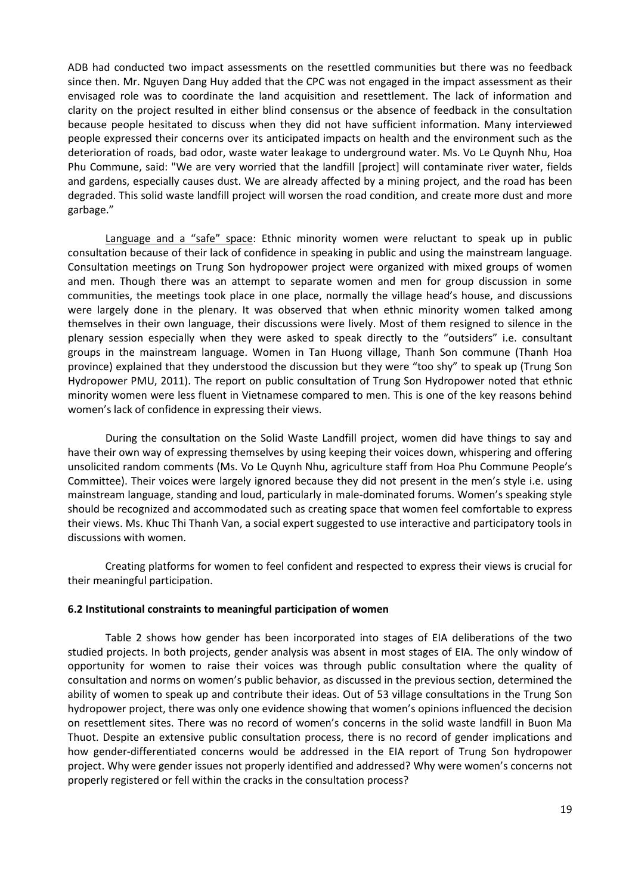ADB had conducted two impact assessments on the resettled communities but there was no feedback since then. Mr. Nguyen Dang Huy added that the CPC was not engaged in the impact assessment as their envisaged role was to coordinate the land acquisition and resettlement. The lack of information and clarity on the project resulted in either blind consensus or the absence of feedback in the consultation because people hesitated to discuss when they did not have sufficient information. Many interviewed people expressed their concerns over its anticipated impacts on health and the environment such as the deterioration of roads, bad odor, waste water leakage to underground water. Ms. Vo Le Quynh Nhu, Hoa Phu Commune, said: "We are very worried that the landfill [project] will contaminate river water, fields and gardens, especially causes dust. We are already affected by a mining project, and the road has been degraded. This solid waste landfill project will worsen the road condition, and create more dust and more garbage."

Language and a "safe" space: Ethnic minority women were reluctant to speak up in public consultation because of their lack of confidence in speaking in public and using the mainstream language. Consultation meetings on Trung Son hydropower project were organized with mixed groups of women and men. Though there was an attempt to separate women and men for group discussion in some communities, the meetings took place in one place, normally the village head's house, and discussions were largely done in the plenary. It was observed that when ethnic minority women talked among themselves in their own language, their discussions were lively. Most of them resigned to silence in the plenary session especially when they were asked to speak directly to the "outsiders" i.e. consultant groups in the mainstream language. Women in Tan Huong village, Thanh Son commune (Thanh Hoa province) explained that they understood the discussion but they were "too shy" to speak up (Trung Son Hydropower PMU, 2011). The report on public consultation of Trung Son Hydropower noted that ethnic minority women were less fluent in Vietnamese compared to men. This is one of the key reasons behind women's lack of confidence in expressing their views.

During the consultation on the Solid Waste Landfill project, women did have things to say and have their own way of expressing themselves by using keeping their voices down, whispering and offering unsolicited random comments (Ms. Vo Le Quynh Nhu, agriculture staff from Hoa Phu Commune People's Committee). Their voices were largely ignored because they did not present in the men's style i.e. using mainstream language, standing and loud, particularly in male-dominated forums. Women's speaking style should be recognized and accommodated such as creating space that women feel comfortable to express their views. Ms. Khuc Thi Thanh Van, a social expert suggested to use interactive and participatory tools in discussions with women.

Creating platforms for women to feel confident and respected to express their views is crucial for their meaningful participation.

### 6.2 Institutional constraints to meaningful participation of women

Table 2 shows how gender has been incorporated into stages of EIA deliberations of the two studied projects. In both projects, gender analysis was absent in most stages of EIA. The only window of opportunity for women to raise their voices was through public consultation where the quality of consultation and norms on women's public behavior, as discussed in the previous section, determined the ability of women to speak up and contribute their ideas. Out of 53 village consultations in the Trung Son hydropower project, there was only one evidence showing that women's opinions influenced the decision on resettlement sites. There was no record of women's concerns in the solid waste landfill in Buon Ma Thuot. Despite an extensive public consultation process, there is no record of gender implications and how gender-differentiated concerns would be addressed in the EIA report of Trung Son hydropower project. Why were gender issues not properly identified and addressed? Why were women's concerns not properly registered or fell within the cracks in the consultation process?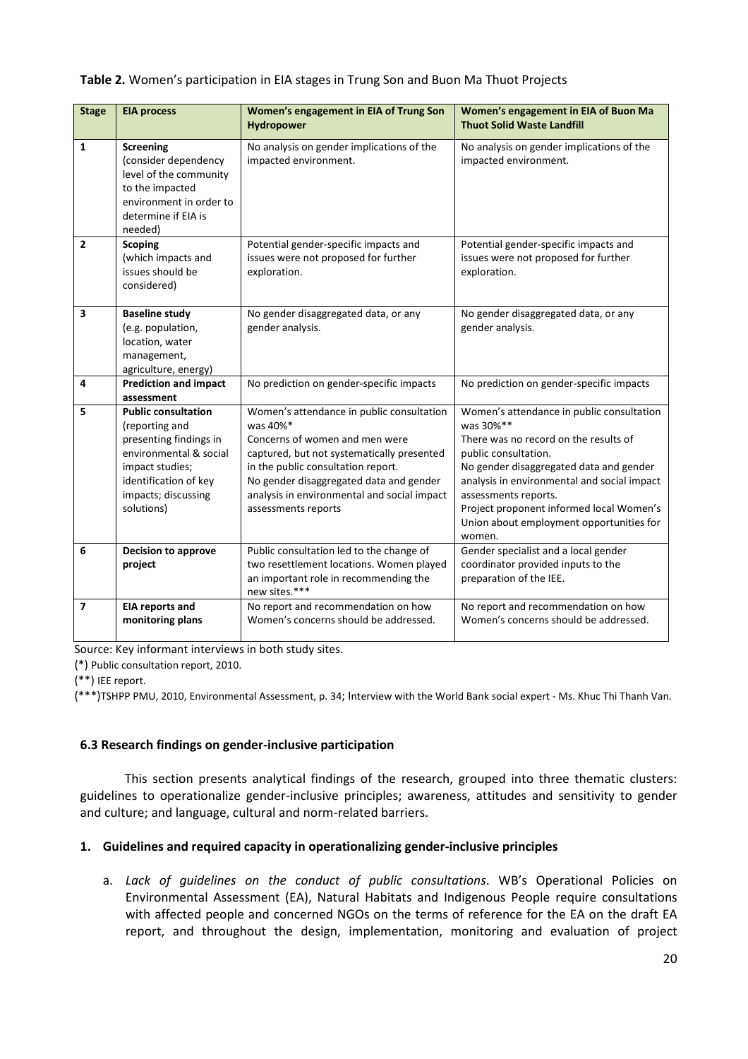**Table 2.** Women's participation in EIA stages in Trung Son and Buon Ma Thuot Projects

| Stage | EIA process | Women's engagement in EIA of Trung Son Hydropower | Women's engagement in EIA of Buon Ma Thuot Solid Waste Landfill |
|---|---|---|---|
| 1 | **Screening** (consider dependency level of the community to the impacted environment in order to determine if EIA is needed) | No analysis on gender implications of the impacted environment. | No analysis on gender implications of the impacted environment. |
| 2 | **Scoping** (which impacts and issues should be considered) | Potential gender-specific impacts and issues were not proposed for further exploration. | Potential gender-specific impacts and issues were not proposed for further exploration. |
| 3 | **Baseline study** (e.g. population, location, water management, agriculture, energy) | No gender disaggregated data, or any gender analysis. | No gender disaggregated data, or any gender analysis. |
| 4 | **Prediction and impact assessment** | No prediction on gender-specific impacts | No prediction on gender-specific impacts |
| 5 | **Public consultation** (reporting and presenting findings in environmental & social impact studies; identification of key impacts; discussing solutions) | Women's attendance in public consultation was 40%* Concerns of women and men were captured, but not systematically presented in the public consultation report. No gender disaggregated data and gender analysis in environmental and social impact assessments reports | Women's attendance in public consultation was 30%** There was no record on the results of public consultation. No gender disaggregated data and gender analysis in environmental and social impact assessments reports. Project proponent informed local Women's Union about employment opportunities for women. |
| 6 | **Decision to approve project** | Public consultation led to the change of two resettlement locations. Women played an important role in recommending the new sites.*** | Gender specialist and a local gender coordinator provided inputs to the preparation of the IEE. |
| 7 | **EIA reports and monitoring plans** | No report and recommendation on how Women's concerns should be addressed. | No report and recommendation on how Women's concerns should be addressed. |

Source: Key informant interviews in both study sites.

(*) Public consultation report, 2010.

(**) IEE report.

(***)TSHPP PMU, 2010, Environmental Assessment, p. 34; Interview with the World Bank social expert - Ms. Khuc Thi Thanh Van.

### 6.3 Research findings on gender-inclusive participation

This section presents analytical findings of the research, grouped into three thematic clusters: guidelines to operationalize gender-inclusive principles; awareness, attitudes and sensitivity to gender and culture; and language, cultural and norm-related barriers.

#### 1. Guidelines and required capacity in operationalizing gender-inclusive principles

a. *Lack of guidelines on the conduct of public consultations*. WB's Operational Policies on Environmental Assessment (EA), Natural Habitats and Indigenous People require consultations with affected people and concerned NGOs on the terms of reference for the EA on the draft EA report, and throughout the design, implementation, monitoring and evaluation of project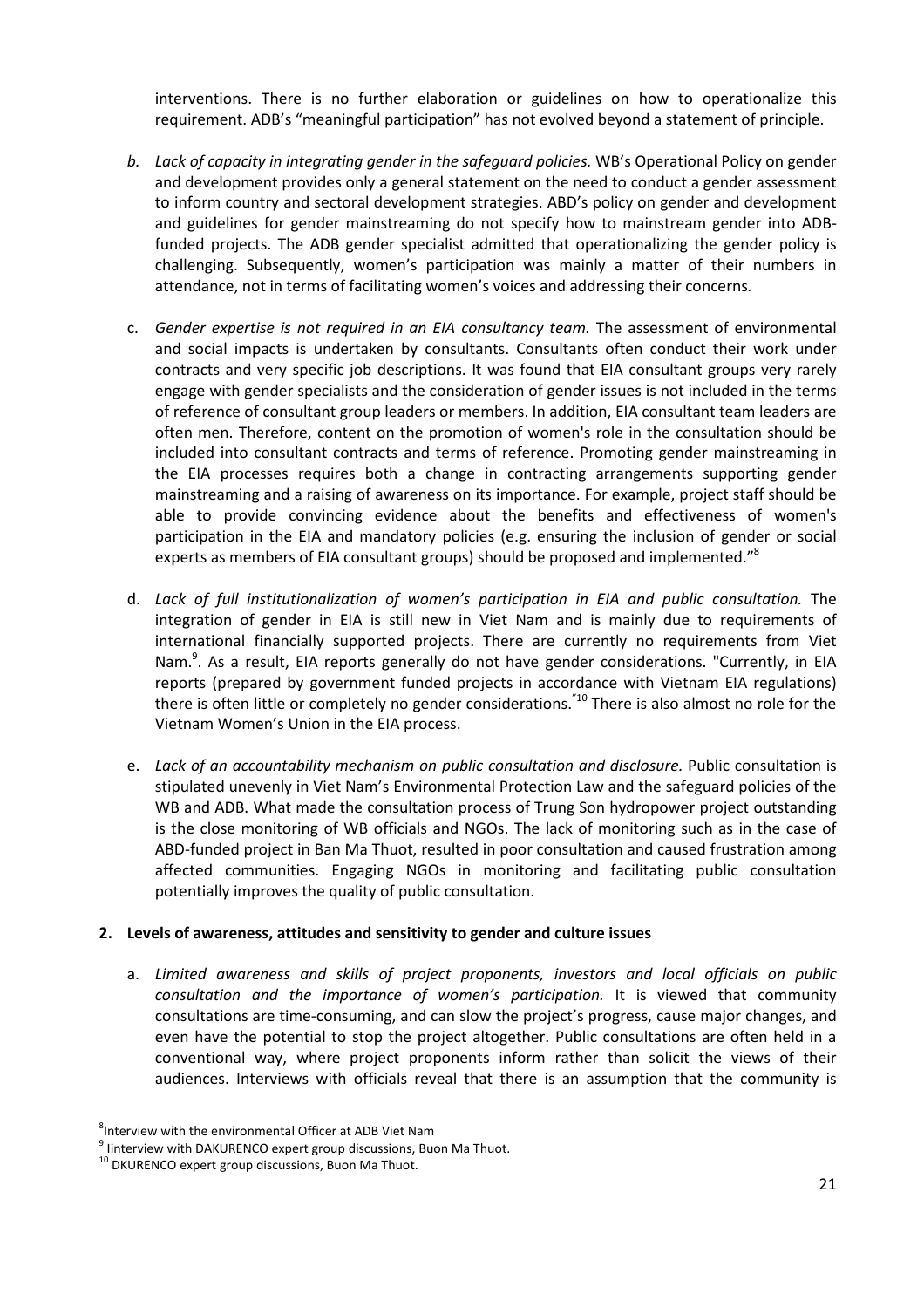interventions. There is no further elaboration or guidelines on how to operationalize this requirement. ADB's "meaningful participation" has not evolved beyond a statement of principle.

b. *Lack of capacity in integrating gender in the safeguard policies.* WB's Operational Policy on gender and development provides only a general statement on the need to conduct a gender assessment to inform country and sectoral development strategies. ABD's policy on gender and development and guidelines for gender mainstreaming do not specify how to mainstream gender into ADB-funded projects. The ADB gender specialist admitted that operationalizing the gender policy is challenging. Subsequently, women's participation was mainly a matter of their numbers in attendance, not in terms of facilitating women's voices and addressing their concerns.

c. *Gender expertise is not required in an EIA consultancy team.* The assessment of environmental and social impacts is undertaken by consultants. Consultants often conduct their work under contracts and very specific job descriptions. It was found that EIA consultant groups very rarely engage with gender specialists and the consideration of gender issues is not included in the terms of reference of consultant group leaders or members. In addition, EIA consultant team leaders are often men. Therefore, content on the promotion of women's role in the consultation should be included into consultant contracts and terms of reference. Promoting gender mainstreaming in the EIA processes requires both a change in contracting arrangements supporting gender mainstreaming and a raising of awareness on its importance. For example, project staff should be able to provide convincing evidence about the benefits and effectiveness of women's participation in the EIA and mandatory policies (e.g. ensuring the inclusion of gender or social experts as members of EIA consultant groups) should be proposed and implemented."[8]

d. *Lack of full institutionalization of women's participation in EIA and public consultation.* The integration of gender in EIA is still new in Viet Nam and is mainly due to requirements of international financially supported projects. There are currently no requirements from Viet Nam.[9]. As a result, EIA reports generally do not have gender considerations. "Currently, in EIA reports (prepared by government funded projects in accordance with Vietnam EIA regulations) there is often little or completely no gender considerations."[10] There is also almost no role for the Vietnam Women's Union in the EIA process.

e. *Lack of an accountability mechanism on public consultation and disclosure.* Public consultation is stipulated unevenly in Viet Nam's Environmental Protection Law and the safeguard policies of the WB and ADB. What made the consultation process of Trung Son hydropower project outstanding is the close monitoring of WB officials and NGOs. The lack of monitoring such as in the case of ABD-funded project in Ban Ma Thuot, resulted in poor consultation and caused frustration among affected communities. Engaging NGOs in monitoring and facilitating public consultation potentially improves the quality of public consultation.

## 2. Levels of awareness, attitudes and sensitivity to gender and culture issues

a. *Limited awareness and skills of project proponents, investors and local officials on public consultation and the importance of women's participation.* It is viewed that community consultations are time-consuming, and can slow the project's progress, cause major changes, and even have the potential to stop the project altogether. Public consultations are often held in a conventional way, where project proponents inform rather than solicit the views of their audiences. Interviews with officials reveal that there is an assumption that the community is

---

[8] Interview with the environmental Officer at ADB Viet Nam

[9] Iinterview with DAKURENCO expert group discussions, Buon Ma Thuot.

[10] DKURENCO expert group discussions, Buon Ma Thuot.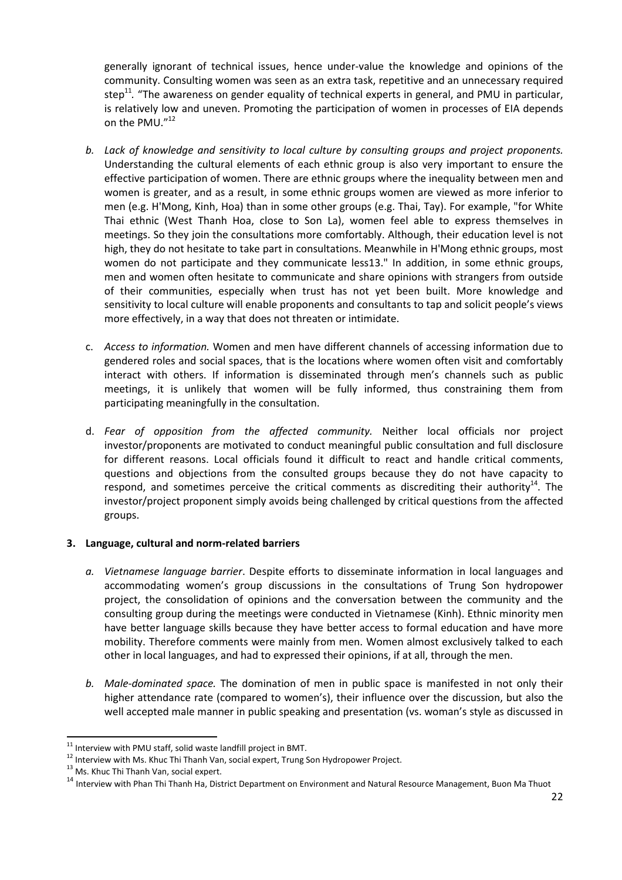generally ignorant of technical issues, hence under-value the knowledge and opinions of the community. Consulting women was seen as an extra task, repetitive and an unnecessary required step[11]. "The awareness on gender equality of technical experts in general, and PMU in particular, is relatively low and uneven. Promoting the participation of women in processes of EIA depends on the PMU."[12]

b. *Lack of knowledge and sensitivity to local culture by consulting groups and project proponents.* Understanding the cultural elements of each ethnic group is also very important to ensure the effective participation of women. There are ethnic groups where the inequality between men and women is greater, and as a result, in some ethnic groups women are viewed as more inferior to men (e.g. H'Mong, Kinh, Hoa) than in some other groups (e.g. Thai, Tay). For example, "for White Thai ethnic (West Thanh Hoa, close to Son La), women feel able to express themselves in meetings. So they join the consultations more comfortably. Although, their education level is not high, they do not hesitate to take part in consultations. Meanwhile in H'Mong ethnic groups, most women do not participate and they communicate less13." In addition, in some ethnic groups, men and women often hesitate to communicate and share opinions with strangers from outside of their communities, especially when trust has not yet been built. More knowledge and sensitivity to local culture will enable proponents and consultants to tap and solicit people's views more effectively, in a way that does not threaten or intimidate.

c. *Access to information.* Women and men have different channels of accessing information due to gendered roles and social spaces, that is the locations where women often visit and comfortably interact with others. If information is disseminated through men's channels such as public meetings, it is unlikely that women will be fully informed, thus constraining them from participating meaningfully in the consultation.

d. *Fear of opposition from the affected community.* Neither local officials nor project investor/proponents are motivated to conduct meaningful public consultation and full disclosure for different reasons. Local officials found it difficult to react and handle critical comments, questions and objections from the consulted groups because they do not have capacity to respond, and sometimes perceive the critical comments as discrediting their authority[14]. The investor/project proponent simply avoids being challenged by critical questions from the affected groups.

**3. Language, cultural and norm-related barriers**

a. *Vietnamese language barrier*. Despite efforts to disseminate information in local languages and accommodating women's group discussions in the consultations of Trung Son hydropower project, the consolidation of opinions and the conversation between the community and the consulting group during the meetings were conducted in Vietnamese (Kinh). Ethnic minority men have better language skills because they have better access to formal education and have more mobility. Therefore comments were mainly from men. Women almost exclusively talked to each other in local languages, and had to expressed their opinions, if at all, through the men.

b. *Male-dominated space.* The domination of men in public space is manifested in not only their higher attendance rate (compared to women's), their influence over the discussion, but also the well accepted male manner in public speaking and presentation (vs. woman's style as discussed in

---

[11] Interview with PMU staff, solid waste landfill project in BMT.

[12] Interview with Ms. Khuc Thi Thanh Van, social expert, Trung Son Hydropower Project.

[13] Ms. Khuc Thi Thanh Van, social expert.

[14] Interview with Phan Thi Thanh Ha, District Department on Environment and Natural Resource Management, Buon Ma Thuot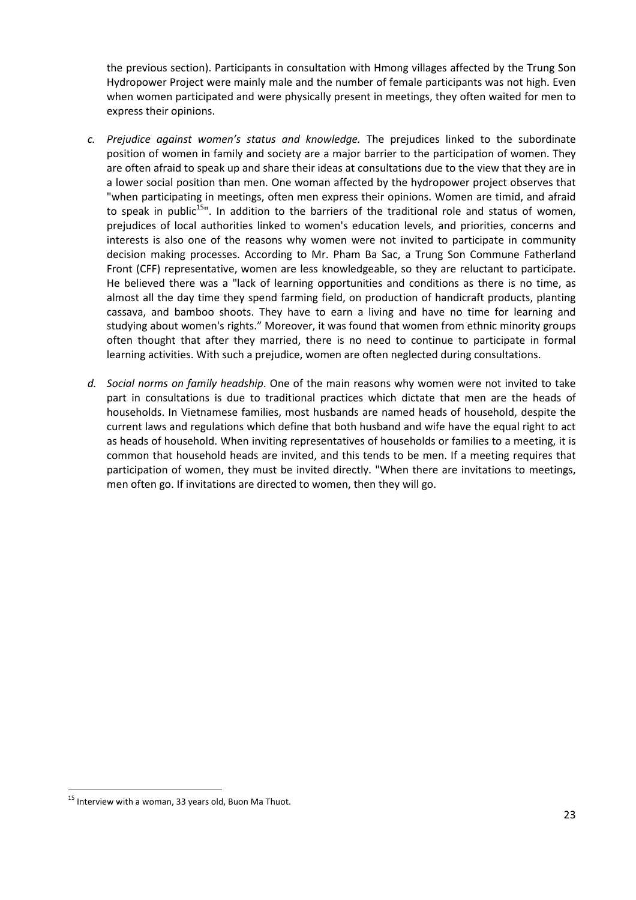the previous section). Participants in consultation with Hmong villages affected by the Trung Son Hydropower Project were mainly male and the number of female participants was not high. Even when women participated and were physically present in meetings, they often waited for men to express their opinions.

c. *Prejudice against women's status and knowledge.* The prejudices linked to the subordinate position of women in family and society are a major barrier to the participation of women. They are often afraid to speak up and share their ideas at consultations due to the view that they are in a lower social position than men. One woman affected by the hydropower project observes that "when participating in meetings, often men express their opinions. Women are timid, and afraid to speak in public[15]". In addition to the barriers of the traditional role and status of women, prejudices of local authorities linked to women's education levels, and priorities, concerns and interests is also one of the reasons why women were not invited to participate in community decision making processes. According to Mr. Pham Ba Sac, a Trung Son Commune Fatherland Front (CFF) representative, women are less knowledgeable, so they are reluctant to participate. He believed there was a "lack of learning opportunities and conditions as there is no time, as almost all the day time they spend farming field, on production of handicraft products, planting cassava, and bamboo shoots. They have to earn a living and have no time for learning and studying about women's rights." Moreover, it was found that women from ethnic minority groups often thought that after they married, there is no need to continue to participate in formal learning activities. With such a prejudice, women are often neglected during consultations.

d. *Social norms on family headship*. One of the main reasons why women were not invited to take part in consultations is due to traditional practices which dictate that men are the heads of households. In Vietnamese families, most husbands are named heads of household, despite the current laws and regulations which define that both husband and wife have the equal right to act as heads of household. When inviting representatives of households or families to a meeting, it is common that household heads are invited, and this tends to be men. If a meeting requires that participation of women, they must be invited directly. "When there are invitations to meetings, men often go. If invitations are directed to women, then they will go.

---

[15] Interview with a woman, 33 years old, Buon Ma Thuot.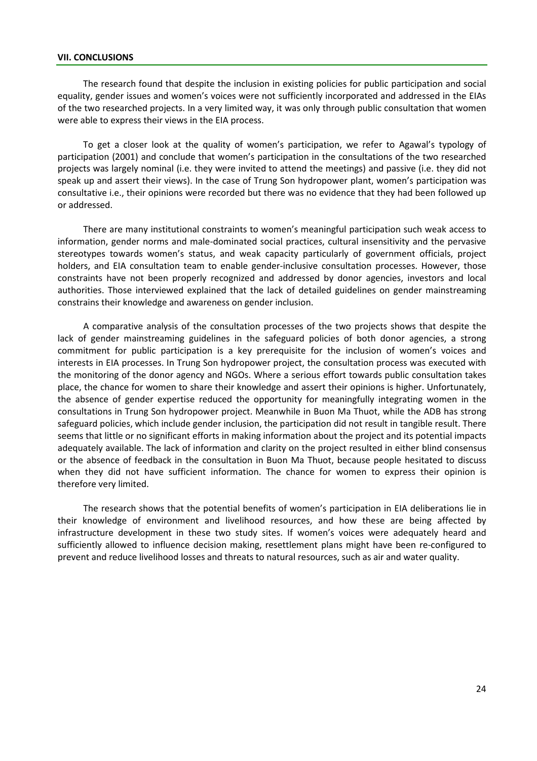## VII. CONCLUSIONS

The research found that despite the inclusion in existing policies for public participation and social equality, gender issues and women's voices were not sufficiently incorporated and addressed in the EIAs of the two researched projects. In a very limited way, it was only through public consultation that women were able to express their views in the EIA process.

To get a closer look at the quality of women's participation, we refer to Agawal's typology of participation (2001) and conclude that women's participation in the consultations of the two researched projects was largely nominal (i.e. they were invited to attend the meetings) and passive (i.e. they did not speak up and assert their views). In the case of Trung Son hydropower plant, women's participation was consultative i.e., their opinions were recorded but there was no evidence that they had been followed up or addressed.

There are many institutional constraints to women's meaningful participation such weak access to information, gender norms and male-dominated social practices, cultural insensitivity and the pervasive stereotypes towards women's status, and weak capacity particularly of government officials, project holders, and EIA consultation team to enable gender-inclusive consultation processes. However, those constraints have not been properly recognized and addressed by donor agencies, investors and local authorities. Those interviewed explained that the lack of detailed guidelines on gender mainstreaming constrains their knowledge and awareness on gender inclusion.

A comparative analysis of the consultation processes of the two projects shows that despite the lack of gender mainstreaming guidelines in the safeguard policies of both donor agencies, a strong commitment for public participation is a key prerequisite for the inclusion of women's voices and interests in EIA processes. In Trung Son hydropower project, the consultation process was executed with the monitoring of the donor agency and NGOs. Where a serious effort towards public consultation takes place, the chance for women to share their knowledge and assert their opinions is higher. Unfortunately, the absence of gender expertise reduced the opportunity for meaningfully integrating women in the consultations in Trung Son hydropower project. Meanwhile in Buon Ma Thuot, while the ADB has strong safeguard policies, which include gender inclusion, the participation did not result in tangible result. There seems that little or no significant efforts in making information about the project and its potential impacts adequately available. The lack of information and clarity on the project resulted in either blind consensus or the absence of feedback in the consultation in Buon Ma Thuot, because people hesitated to discuss when they did not have sufficient information. The chance for women to express their opinion is therefore very limited.

The research shows that the potential benefits of women's participation in EIA deliberations lie in their knowledge of environment and livelihood resources, and how these are being affected by infrastructure development in these two study sites. If women's voices were adequately heard and sufficiently allowed to influence decision making, resettlement plans might have been re-configured to prevent and reduce livelihood losses and threats to natural resources, such as air and water quality.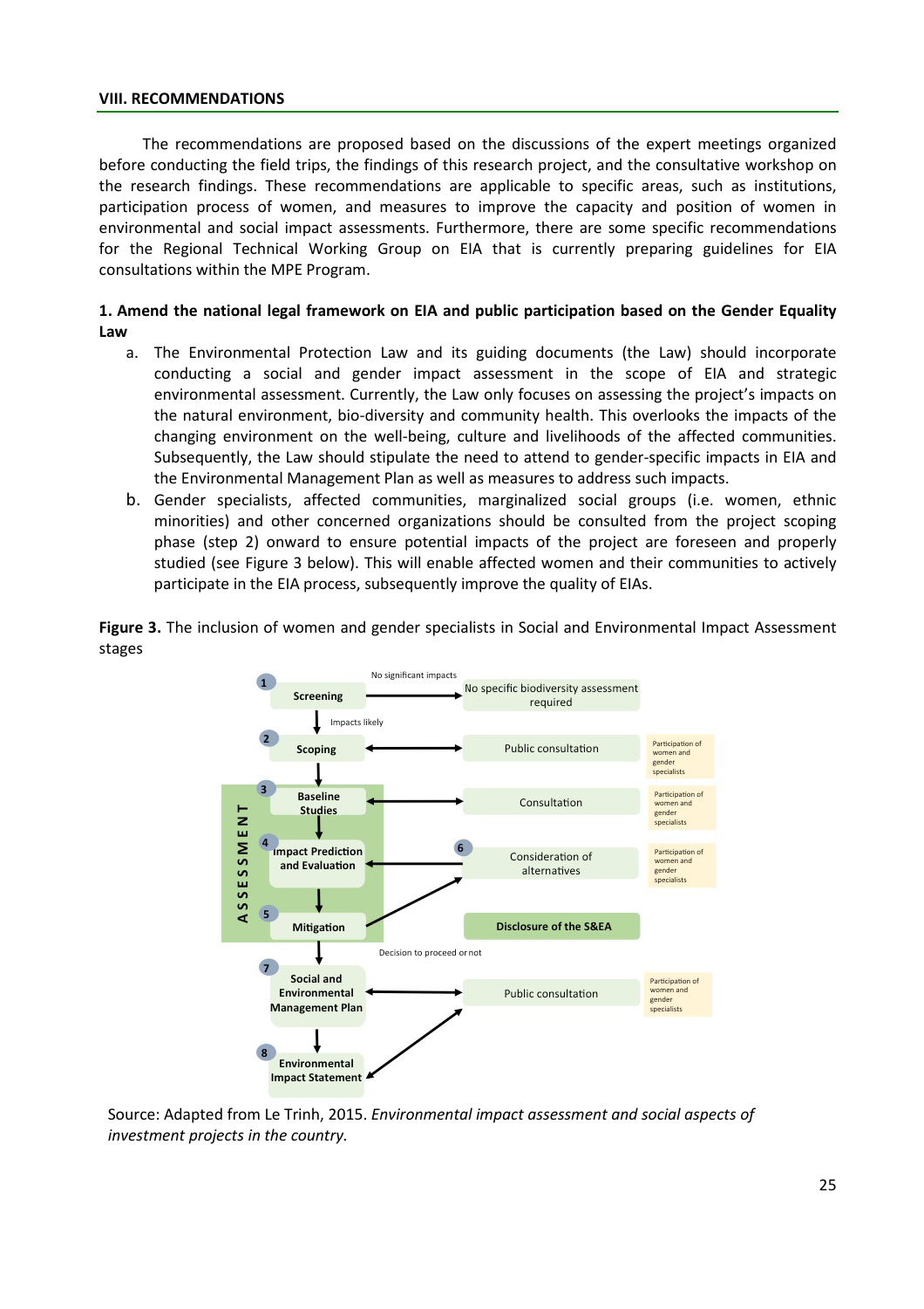## VIII. RECOMMENDATIONS

The recommendations are proposed based on the discussions of the expert meetings organized before conducting the field trips, the findings of this research project, and the consultative workshop on the research findings. These recommendations are applicable to specific areas, such as institutions, participation process of women, and measures to improve the capacity and position of women in environmental and social impact assessments. Furthermore, there are some specific recommendations for the Regional Technical Working Group on EIA that is currently preparing guidelines for EIA consultations within the MPE Program.

### 1. Amend the national legal framework on EIA and public participation based on the Gender Equality Law

a. The Environmental Protection Law and its guiding documents (the Law) should incorporate conducting a social and gender impact assessment in the scope of EIA and strategic environmental assessment. Currently, the Law only focuses on assessing the project's impacts on the natural environment, bio-diversity and community health. This overlooks the impacts of the changing environment on the well-being, culture and livelihoods of the affected communities. Subsequently, the Law should stipulate the need to attend to gender-specific impacts in EIA and the Environmental Management Plan as well as measures to address such impacts.

b. Gender specialists, affected communities, marginalized social groups (i.e. women, ethnic minorities) and other concerned organizations should be consulted from the project scoping phase (step 2) onward to ensure potential impacts of the project are foreseen and properly studied (see Figure 3 below). This will enable affected women and their communities to actively participate in the EIA process, subsequently improve the quality of EIAs.

**Figure 3.** The inclusion of women and gender specialists in Social and Environmental Impact Assessment stages

Source: Adapted from Le Trinh, 2015. *Environmental impact assessment and social aspects of investment projects in the country.*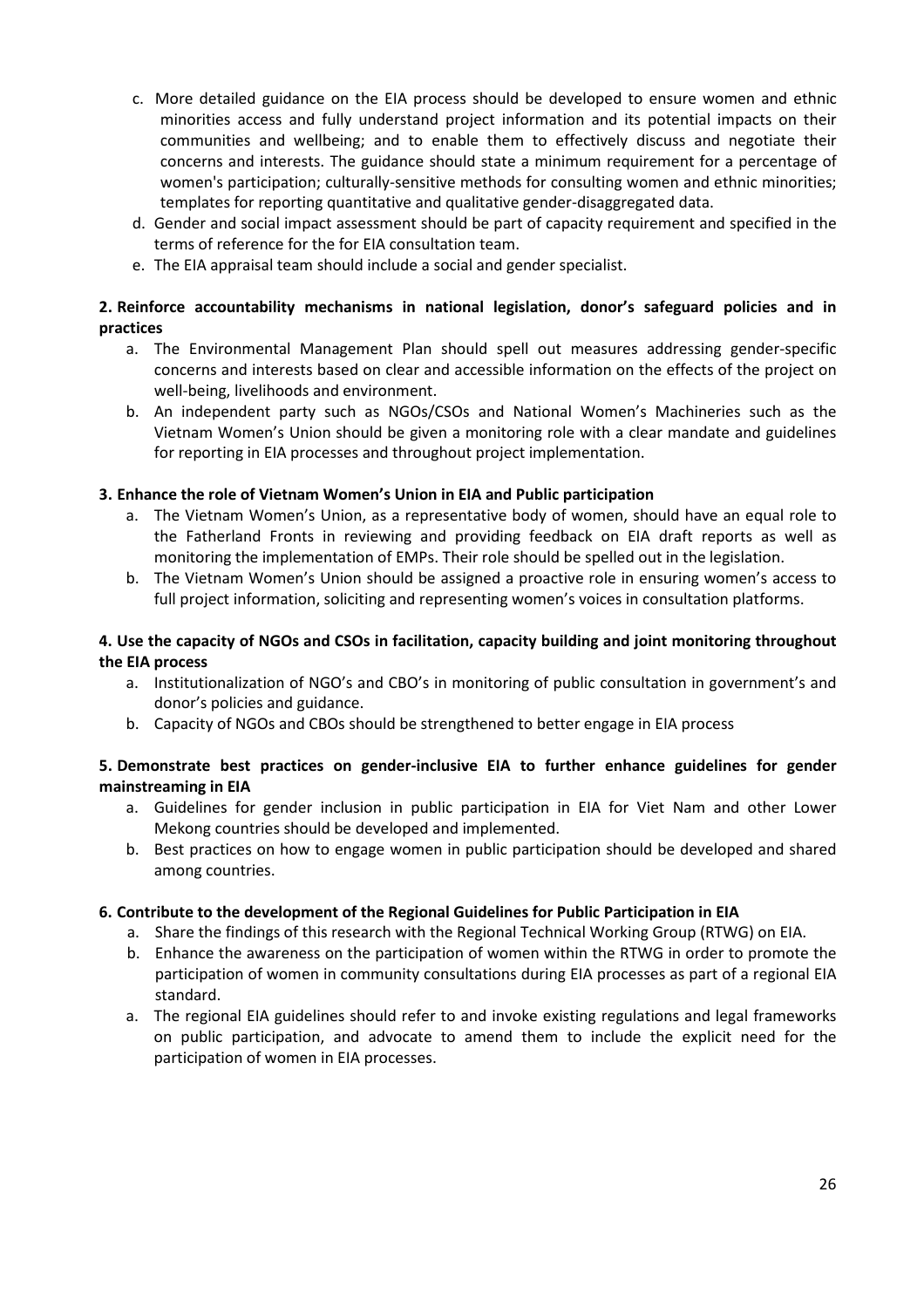c. More detailed guidance on the EIA process should be developed to ensure women and ethnic minorities access and fully understand project information and its potential impacts on their communities and wellbeing; and to enable them to effectively discuss and negotiate their concerns and interests. The guidance should state a minimum requirement for a percentage of women's participation; culturally-sensitive methods for consulting women and ethnic minorities; templates for reporting quantitative and qualitative gender-disaggregated data.

d. Gender and social impact assessment should be part of capacity requirement and specified in the terms of reference for the for EIA consultation team.

e. The EIA appraisal team should include a social and gender specialist.

**2. Reinforce accountability mechanisms in national legislation, donor's safeguard policies and in practices**

a. The Environmental Management Plan should spell out measures addressing gender-specific concerns and interests based on clear and accessible information on the effects of the project on well-being, livelihoods and environment.

b. An independent party such as NGOs/CSOs and National Women's Machineries such as the Vietnam Women's Union should be given a monitoring role with a clear mandate and guidelines for reporting in EIA processes and throughout project implementation.

**3. Enhance the role of Vietnam Women's Union in EIA and Public participation**

a. The Vietnam Women's Union, as a representative body of women, should have an equal role to the Fatherland Fronts in reviewing and providing feedback on EIA draft reports as well as monitoring the implementation of EMPs. Their role should be spelled out in the legislation.

b. The Vietnam Women's Union should be assigned a proactive role in ensuring women's access to full project information, soliciting and representing women's voices in consultation platforms.

**4. Use the capacity of NGOs and CSOs in facilitation, capacity building and joint monitoring throughout the EIA process**

a. Institutionalization of NGO's and CBO's in monitoring of public consultation in government's and donor's policies and guidance.

b. Capacity of NGOs and CBOs should be strengthened to better engage in EIA process

**5. Demonstrate best practices on gender-inclusive EIA to further enhance guidelines for gender mainstreaming in EIA**

a. Guidelines for gender inclusion in public participation in EIA for Viet Nam and other Lower Mekong countries should be developed and implemented.

b. Best practices on how to engage women in public participation should be developed and shared among countries.

**6. Contribute to the development of the Regional Guidelines for Public Participation in EIA**

a. Share the findings of this research with the Regional Technical Working Group (RTWG) on EIA.

b. Enhance the awareness on the participation of women within the RTWG in order to promote the participation of women in community consultations during EIA processes as part of a regional EIA standard.

a. The regional EIA guidelines should refer to and invoke existing regulations and legal frameworks on public participation, and advocate to amend them to include the explicit need for the participation of women in EIA processes.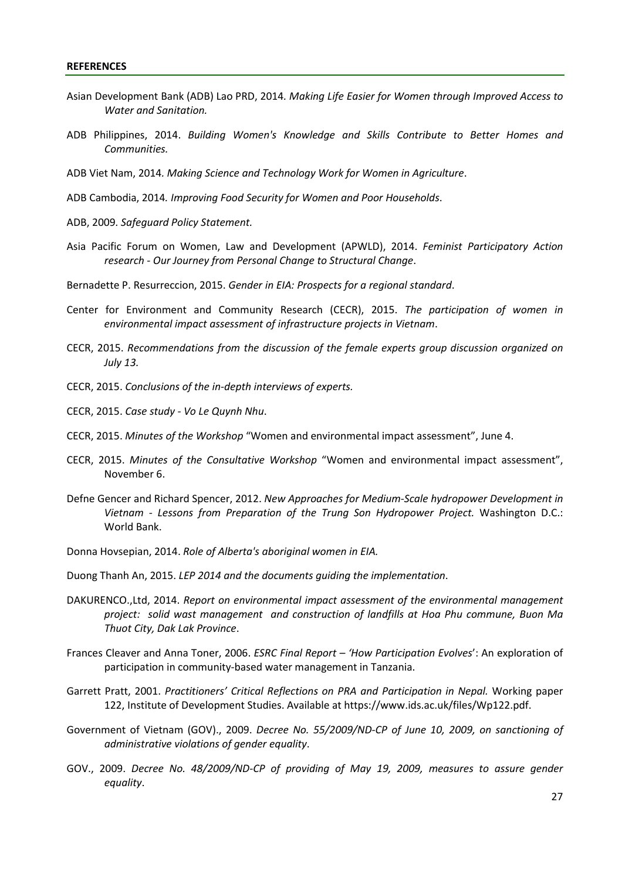**REFERENCES**

Asian Development Bank (ADB) Lao PRD, 2014. *Making Life Easier for Women through Improved Access to Water and Sanitation.*

ADB Philippines, 2014. *Building Women's Knowledge and Skills Contribute to Better Homes and Communities.*

ADB Viet Nam, 2014. *Making Science and Technology Work for Women in Agriculture*.

ADB Cambodia, 2014*. Improving Food Security for Women and Poor Households*.

ADB, 2009*. Safeguard Policy Statement.*

Asia Pacific Forum on Women, Law and Development (APWLD), 2014. *Feminist Participatory Action research - Our Journey from Personal Change to Structural Change*.

Bernadette P. Resurreccion, 2015. *Gender in EIA: Prospects for a regional standard*.

Center for Environment and Community Research (CECR), 2015. *The participation of women in environmental impact assessment of infrastructure projects in Vietnam*.

CECR, 2015. *Recommendations from the discussion of the female experts group discussion organized on July 13.*

CECR, 2015. *Conclusions of the in-depth interviews of experts.*

CECR, 2015. *Case study - Vo Le Quynh Nhu*.

CECR, 2015. *Minutes of the Workshop* "Women and environmental impact assessment", June 4.

CECR, 2015. *Minutes of the Consultative Workshop* "Women and environmental impact assessment", November 6.

Defne Gencer and Richard Spencer, 2012. *New Approaches for Medium-Scale hydropower Development in Vietnam - Lessons from Preparation of the Trung Son Hydropower Project.* Washington D.C.: World Bank.

Donna Hovsepian, 2014. *Role of Alberta's aboriginal women in EIA.*

Duong Thanh An, 2015. *LEP 2014 and the documents guiding the implementation*.

DAKURENCO.,Ltd, 2014. *Report on environmental impact assessment of the environmental management project: solid wast management and construction of landfills at Hoa Phu commune, Buon Ma Thuot City, Dak Lak Province*.

Frances Cleaver and Anna Toner, 2006. *ESRC Final Report – 'How Participation Evolves*': An exploration of participation in community-based water management in Tanzania.

Garrett Pratt, 2001. *Practitioners' Critical Reflections on PRA and Participation in Nepal.* Working paper 122, Institute of Development Studies. Available at https://www.ids.ac.uk/files/Wp122.pdf.

Government of Vietnam (GOV)., 2009. *Decree No. 55/2009/ND-CP of June 10, 2009, on sanctioning of administrative violations of gender equality*.

GOV., 2009. *Decree No. 48/2009/ND-CP of providing of May 19, 2009, measures to assure gender equality*.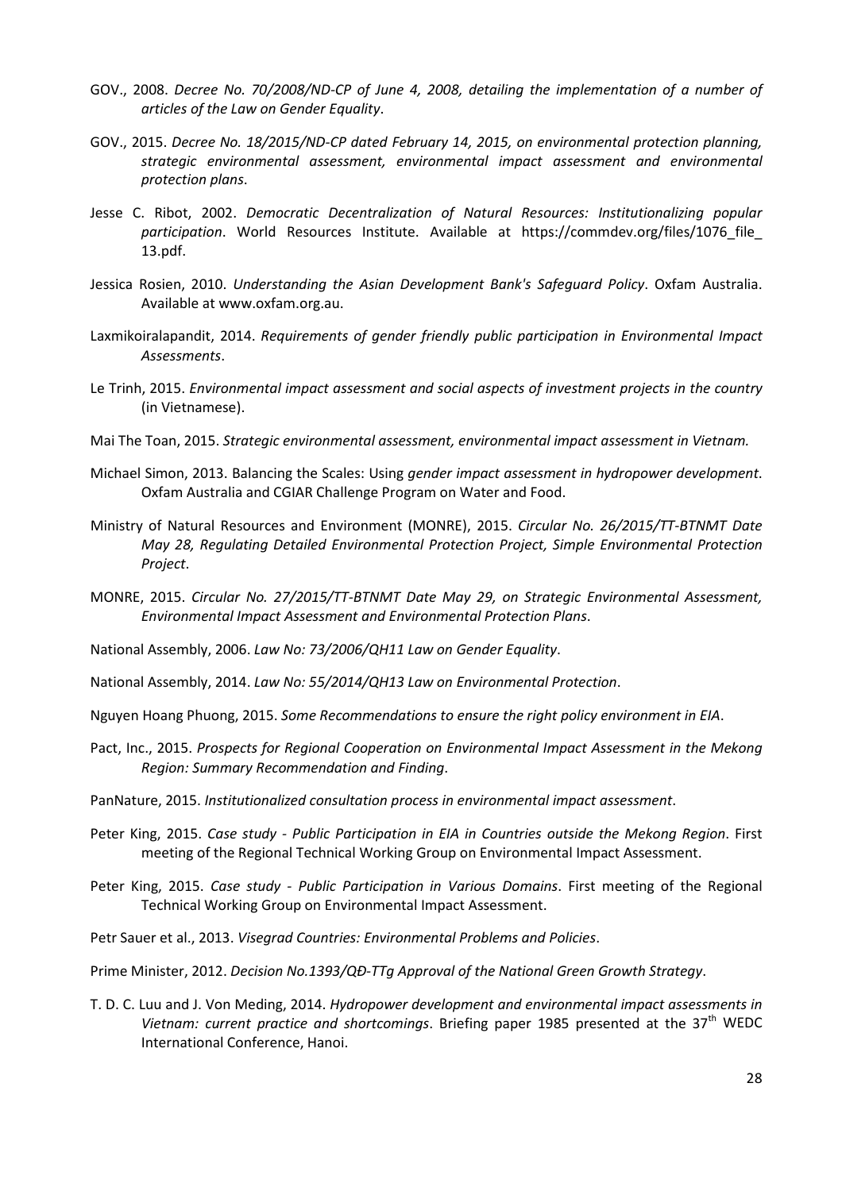GOV., 2008. *Decree No. 70/2008/ND-CP of June 4, 2008, detailing the implementation of a number of articles of the Law on Gender Equality*.

GOV., 2015. *Decree No. 18/2015/ND-CP dated February 14, 2015, on environmental protection planning, strategic environmental assessment, environmental impact assessment and environmental protection plans*.

Jesse C. Ribot, 2002. *Democratic Decentralization of Natural Resources: Institutionalizing popular participation*. World Resources Institute. Available at https://commdev.org/files/1076_file_13.pdf.

Jessica Rosien, 2010. *Understanding the Asian Development Bank's Safeguard Policy*. Oxfam Australia. Available at www.oxfam.org.au.

Laxmikoiralapandit, 2014. *Requirements of gender friendly public participation in Environmental Impact Assessments*.

Le Trinh, 2015. *Environmental impact assessment and social aspects of investment projects in the country* (in Vietnamese).

Mai The Toan, 2015. *Strategic environmental assessment, environmental impact assessment in Vietnam.*

Michael Simon, 2013. Balancing the Scales: Using *gender impact assessment in hydropower development*. Oxfam Australia and CGIAR Challenge Program on Water and Food.

Ministry of Natural Resources and Environment (MONRE), 2015. *Circular No. 26/2015/TT-BTNMT Date May 28, Regulating Detailed Environmental Protection Project, Simple Environmental Protection Project*.

MONRE, 2015. *Circular No. 27/2015/TT-BTNMT Date May 29, on Strategic Environmental Assessment, Environmental Impact Assessment and Environmental Protection Plans*.

National Assembly, 2006. *Law No: 73/2006/QH11 Law on Gender Equality*.

National Assembly, 2014. *Law No: 55/2014/QH13 Law on Environmental Protection*.

Nguyen Hoang Phuong, 2015. *Some Recommendations to ensure the right policy environment in EIA*.

Pact, Inc., 2015. *Prospects for Regional Cooperation on Environmental Impact Assessment in the Mekong Region: Summary Recommendation and Finding*.

PanNature, 2015. *Institutionalized consultation process in environmental impact assessment*.

Peter King, 2015. *Case study - Public Participation in EIA in Countries outside the Mekong Region*. First meeting of the Regional Technical Working Group on Environmental Impact Assessment.

Peter King, 2015. *Case study - Public Participation in Various Domains*. First meeting of the Regional Technical Working Group on Environmental Impact Assessment.

Petr Sauer et al., 2013. *Visegrad Countries: Environmental Problems and Policies*.

Prime Minister, 2012. *Decision No.1393/QĐ-TTg Approval of the National Green Growth Strategy*.

T. D. C. Luu and J. Von Meding, 2014. *Hydropower development and environmental impact assessments in Vietnam: current practice and shortcomings*. Briefing paper 1985 presented at the 37th WEDC International Conference, Hanoi.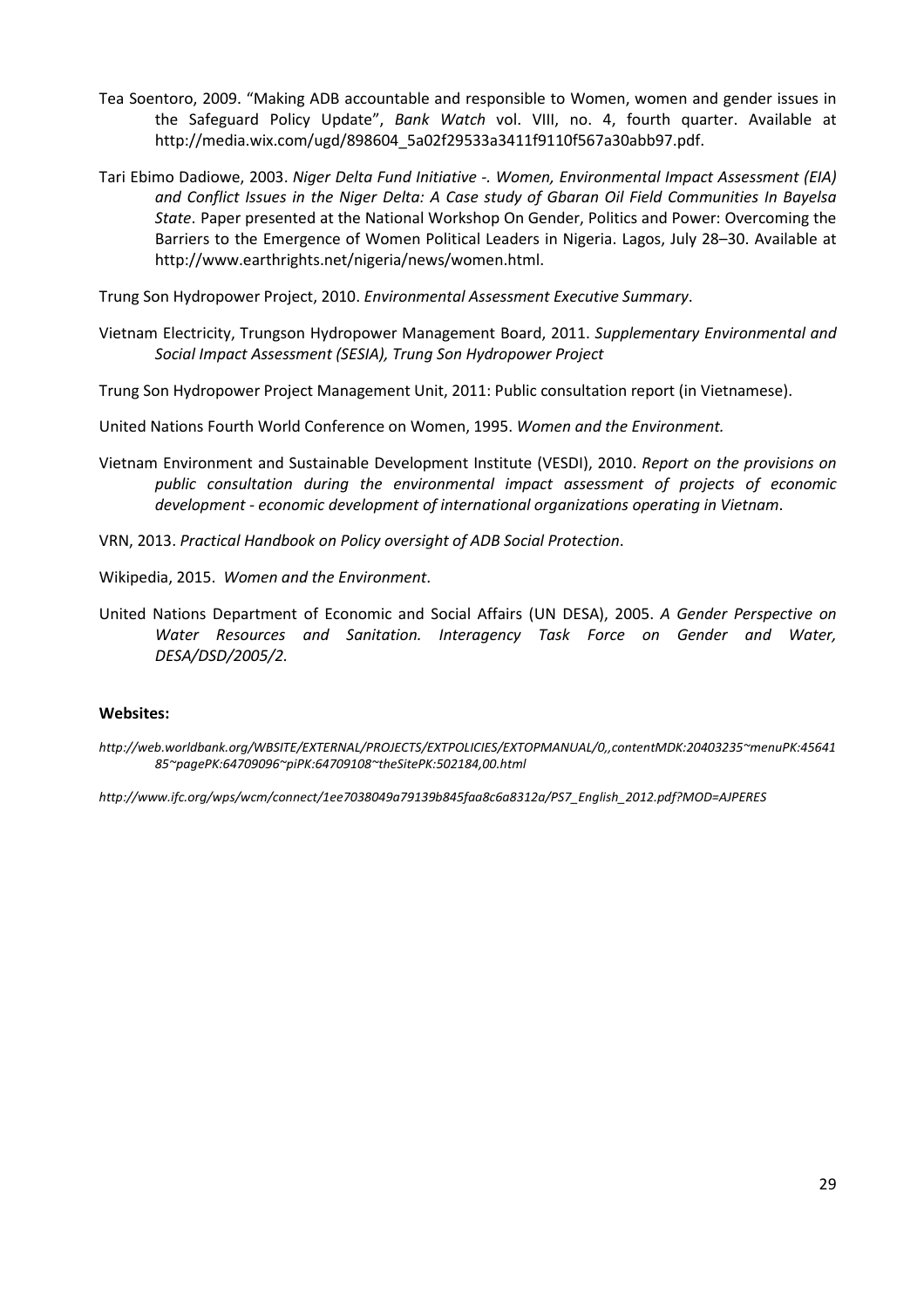Tea Soentoro, 2009. "Making ADB accountable and responsible to Women, women and gender issues in the Safeguard Policy Update", *Bank Watch* vol. VIII, no. 4, fourth quarter. Available at http://media.wix.com/ugd/898604_5a02f29533a3411f9110f567a30abb97.pdf.

Tari Ebimo Dadiowe, 2003. *Niger Delta Fund Initiative -. Women, Environmental Impact Assessment (EIA) and Conflict Issues in the Niger Delta: A Case study of Gbaran Oil Field Communities In Bayelsa State*. Paper presented at the National Workshop On Gender, Politics and Power: Overcoming the Barriers to the Emergence of Women Political Leaders in Nigeria. Lagos, July 28–30. Available at http://www.earthrights.net/nigeria/news/women.html.

Trung Son Hydropower Project, 2010. *Environmental Assessment Executive Summary*.

Vietnam Electricity, Trungson Hydropower Management Board, 2011. *Supplementary Environmental and Social Impact Assessment (SESIA), Trung Son Hydropower Project*

Trung Son Hydropower Project Management Unit, 2011: Public consultation report (in Vietnamese).

United Nations Fourth World Conference on Women, 1995. *Women and the Environment.*

Vietnam Environment and Sustainable Development Institute (VESDI), 2010. *Report on the provisions on public consultation during the environmental impact assessment of projects of economic development - economic development of international organizations operating in Vietnam*.

VRN, 2013. *Practical Handbook on Policy oversight of ADB Social Protection*.

Wikipedia, 2015. *Women and the Environment*.

United Nations Department of Economic and Social Affairs (UN DESA), 2005. *A Gender Perspective on Water Resources and Sanitation. Interagency Task Force on Gender and Water, DESA/DSD/2005/2.*

**Websites:**

*http://web.worldbank.org/WBSITE/EXTERNAL/PROJECTS/EXTPOLICIES/EXTOPMANUAL/0,,contentMDK:20403235~menuPK:4564185~pagePK:64709096~piPK:64709108~theSitePK:502184,00.html*

*http://www.ifc.org/wps/wcm/connect/1ee7038049a79139b845faa8c6a8312a/PS7_English_2012.pdf?MOD=AJPERES*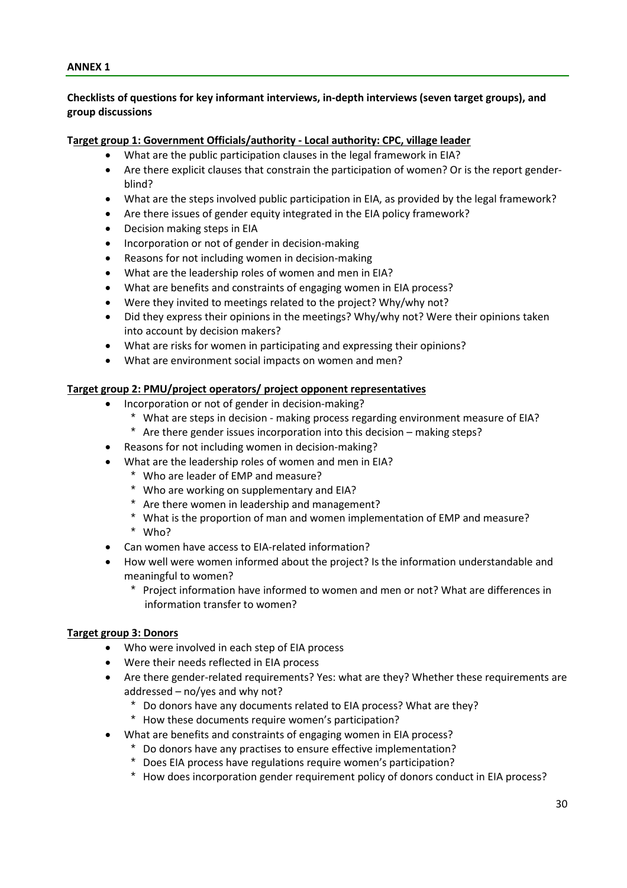**ANNEX 1**

**Checklists of questions for key informant interviews, in-depth interviews (seven target groups), and group discussions**

**Target group 1: Government Officials/authority - Local authority: CPC, village leader**

- What are the public participation clauses in the legal framework in EIA?
- Are there explicit clauses that constrain the participation of women? Or is the report gender-blind?
- What are the steps involved public participation in EIA, as provided by the legal framework?
- Are there issues of gender equity integrated in the EIA policy framework?
- Decision making steps in EIA
- Incorporation or not of gender in decision-making
- Reasons for not including women in decision-making
- What are the leadership roles of women and men in EIA?
- What are benefits and constraints of engaging women in EIA process?
- Were they invited to meetings related to the project? Why/why not?
- Did they express their opinions in the meetings? Why/why not? Were their opinions taken into account by decision makers?
- What are risks for women in participating and expressing their opinions?
- What are environment social impacts on women and men?

**Target group 2: PMU/project operators/ project opponent representatives**

- Incorporation or not of gender in decision-making?
  - What are steps in decision - making process regarding environment measure of EIA?
  - Are there gender issues incorporation into this decision – making steps?
- Reasons for not including women in decision-making?
- What are the leadership roles of women and men in EIA?
  - Who are leader of EMP and measure?
  - Who are working on supplementary and EIA?
  - Are there women in leadership and management?
  - What is the proportion of man and women implementation of EMP and measure?
  - Who?
- Can women have access to EIA-related information?
- How well were women informed about the project? Is the information understandable and meaningful to women?
  - Project information have informed to women and men or not? What are differences in information transfer to women?

**Target group 3: Donors**

- Who were involved in each step of EIA process
- Were their needs reflected in EIA process
- Are there gender-related requirements? Yes: what are they? Whether these requirements are addressed – no/yes and why not?
  - Do donors have any documents related to EIA process? What are they?
  - How these documents require women's participation?
- What are benefits and constraints of engaging women in EIA process?
  - Do donors have any practises to ensure effective implementation?
  - Does EIA process have regulations require women's participation?
  - How does incorporation gender requirement policy of donors conduct in EIA process?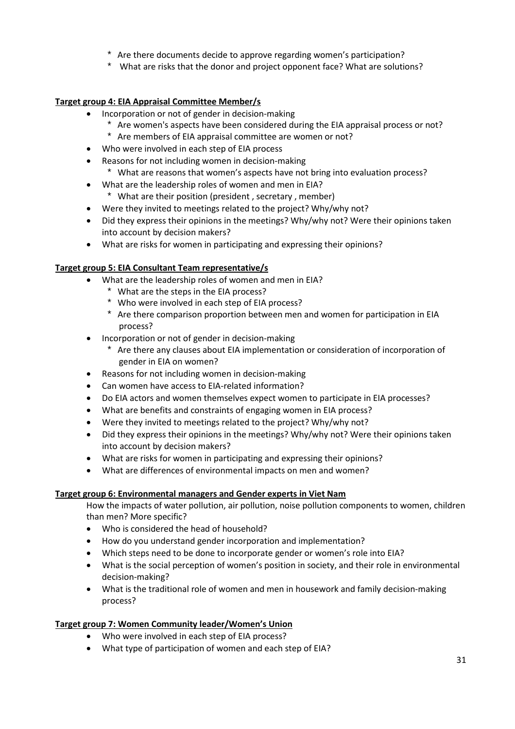* Are there documents decide to approve regarding women's participation?
  * What are risks that the donor and project opponent face? What are solutions?

**Target group 4: EIA Appraisal Committee Member/s**

- Incorporation or not of gender in decision-making
  * Are women's aspects have been considered during the EIA appraisal process or not?
  * Are members of EIA appraisal committee are women or not?
- Who were involved in each step of EIA process
- Reasons for not including women in decision-making
  * What are reasons that women's aspects have not bring into evaluation process?
- What are the leadership roles of women and men in EIA?
  * What are their position (president , secretary , member)
- Were they invited to meetings related to the project? Why/why not?
- Did they express their opinions in the meetings? Why/why not? Were their opinions taken into account by decision makers?
- What are risks for women in participating and expressing their opinions?

**Target group 5: EIA Consultant Team representative/s**

- What are the leadership roles of women and men in EIA?
  * What are the steps in the EIA process?
  * Who were involved in each step of EIA process?
  * Are there comparison proportion between men and women for participation in EIA process?
- Incorporation or not of gender in decision-making
  * Are there any clauses about EIA implementation or consideration of incorporation of gender in EIA on women?
- Reasons for not including women in decision-making
- Can women have access to EIA-related information?
- Do EIA actors and women themselves expect women to participate in EIA processes?
- What are benefits and constraints of engaging women in EIA process?
- Were they invited to meetings related to the project? Why/why not?
- Did they express their opinions in the meetings? Why/why not? Were their opinions taken into account by decision makers?
- What are risks for women in participating and expressing their opinions?
- What are differences of environmental impacts on men and women?

**Target group 6: Environmental managers and Gender experts in Viet Nam**

How the impacts of water pollution, air pollution, noise pollution components to women, children than men? More specific?

- Who is considered the head of household?
- How do you understand gender incorporation and implementation?
- Which steps need to be done to incorporate gender or women's role into EIA?
- What is the social perception of women's position in society, and their role in environmental decision-making?
- What is the traditional role of women and men in housework and family decision-making process?

**Target group 7: Women Community leader/Women's Union**

- Who were involved in each step of EIA process?
- What type of participation of women and each step of EIA?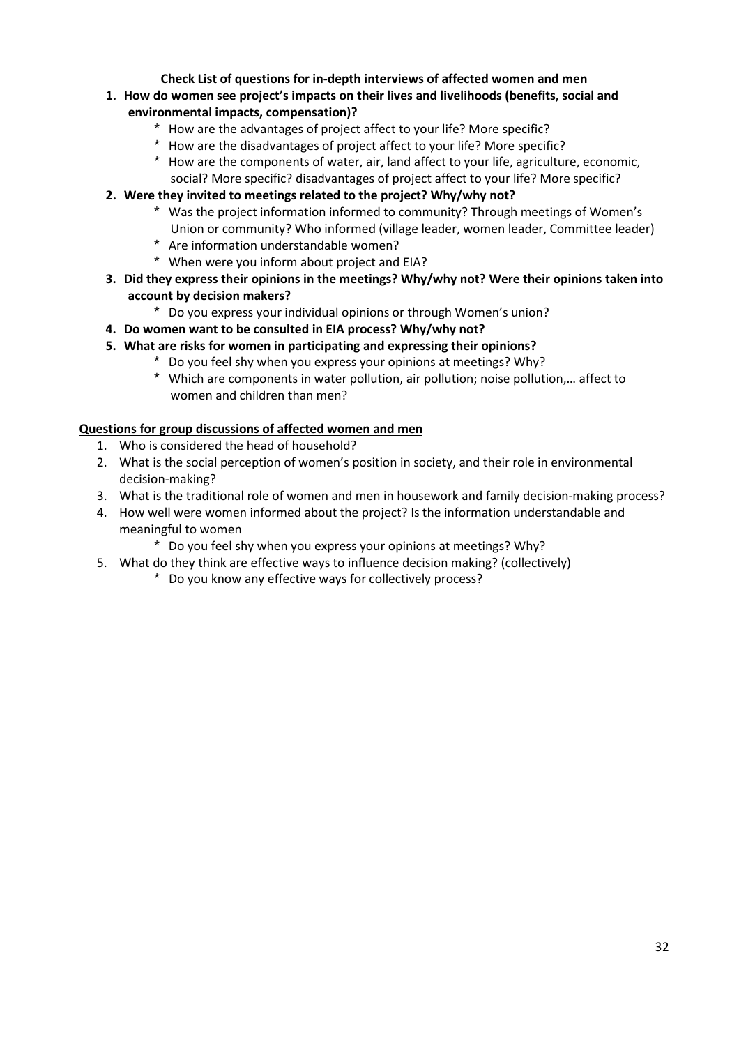**Check List of questions for in-depth interviews of affected women and men**

1. **How do women see project's impacts on their lives and livelihoods (benefits, social and environmental impacts, compensation)?**
   * How are the advantages of project affect to your life? More specific?
   * How are the disadvantages of project affect to your life? More specific?
   * How are the components of water, air, land affect to your life, agriculture, economic, social? More specific? disadvantages of project affect to your life? More specific?
2. **Were they invited to meetings related to the project? Why/why not?**
   * Was the project information informed to community? Through meetings of Women's Union or community? Who informed (village leader, women leader, Committee leader)
   * Are information understandable women?
   * When were you inform about project and EIA?
3. **Did they express their opinions in the meetings? Why/why not? Were their opinions taken into account by decision makers?**
   * Do you express your individual opinions or through Women's union?
4. **Do women want to be consulted in EIA process? Why/why not?**
5. **What are risks for women in participating and expressing their opinions?**
   * Do you feel shy when you express your opinions at meetings? Why?
   * Which are components in water pollution, air pollution; noise pollution,… affect to women and children than men?

<u>**Questions for group discussions of affected women and men**</u>

1. Who is considered the head of household?
2. What is the social perception of women's position in society, and their role in environmental decision-making?
3. What is the traditional role of women and men in housework and family decision-making process?
4. How well were women informed about the project? Is the information understandable and meaningful to women
   * Do you feel shy when you express your opinions at meetings? Why?
5. What do they think are effective ways to influence decision making? (collectively)
   * Do you know any effective ways for collectively process?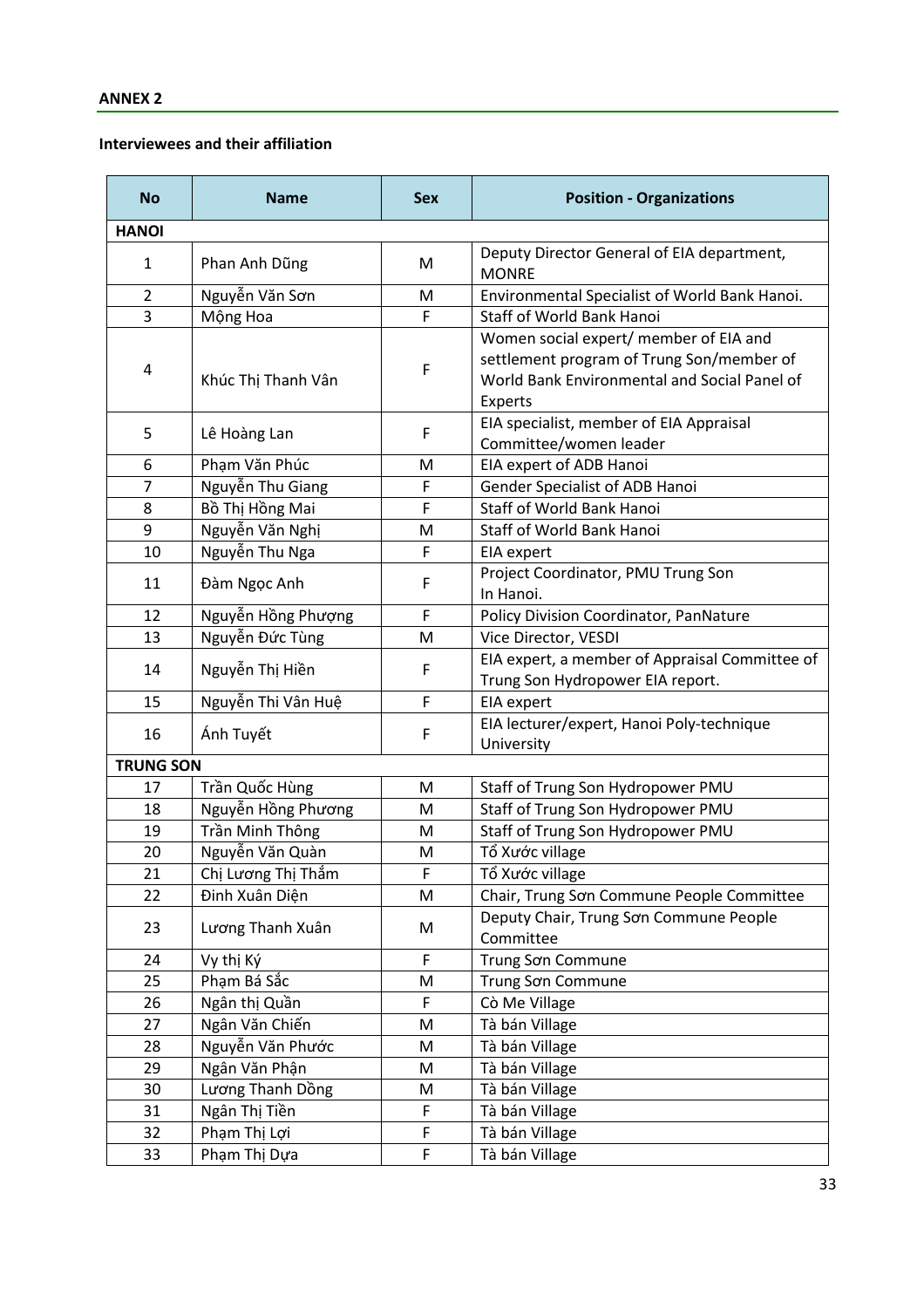**ANNEX 2**

**Interviewees and their affiliation**

| No | Name | Sex | Position - Organizations |
|---|---|---|---|
| **HANOI** | | | |
| 1 | Phan Anh Dũng | M | Deputy Director General of EIA department, MONRE |
| 2 | Nguyễn Văn Sơn | M | Environmental Specialist of World Bank Hanoi. |
| 3 | Mộng Hoa | F | Staff of World Bank Hanoi |
| 4 | Khúc Thị Thanh Vân | F | Women social expert/ member of EIA and settlement program of Trung Son/member of World Bank Environmental and Social Panel of Experts |
| 5 | Lê Hoàng Lan | F | EIA specialist, member of EIA Appraisal Committee/women leader |
| 6 | Phạm Văn Phúc | M | EIA expert of ADB Hanoi |
| 7 | Nguyễn Thu Giang | F | Gender Specialist of ADB Hanoi |
| 8 | Bồ Thị Hồng Mai | F | Staff of World Bank Hanoi |
| 9 | Nguyễn Văn Nghị | M | Staff of World Bank Hanoi |
| 10 | Nguyễn Thu Nga | F | EIA expert |
| 11 | Đàm Ngọc Anh | F | Project Coordinator, PMU Trung Son In Hanoi. |
| 12 | Nguyễn Hồng Phượng | F | Policy Division Coordinator, PanNature |
| 13 | Nguyễn Đức Tùng | M | Vice Director, VESDI |
| 14 | Nguyễn Thị Hiền | F | EIA expert, a member of Appraisal Committee of Trung Son Hydropower EIA report. |
| 15 | Nguyễn Thi Vân Huệ | F | EIA expert |
| 16 | Ánh Tuyết | F | EIA lecturer/expert, Hanoi Poly-technique University |
| **TRUNG SON** | | | |
| 17 | Trần Quốc Hùng | M | Staff of Trung Son Hydropower PMU |
| 18 | Nguyễn Hồng Phương | M | Staff of Trung Son Hydropower PMU |
| 19 | Trần Minh Thông | M | Staff of Trung Son Hydropower PMU |
| 20 | Nguyễn Văn Quàn | M | Tổ Xước village |
| 21 | Chị Lương Thị Thắm | F | Tổ Xước village |
| 22 | Đinh Xuân Diện | M | Chair, Trung Sơn Commune People Committee |
| 23 | Lương Thanh Xuân | M | Deputy Chair, Trung Sơn Commune People Committee |
| 24 | Vy thị Ký | F | Trung Sơn Commune |
| 25 | Phạm Bá Sắc | M | Trung Sơn Commune |
| 26 | Ngân thị Quần | F | Cò Me Village |
| 27 | Ngân Văn Chiến | M | Tà bán Village |
| 28 | Nguyễn Văn Phước | M | Tà bán Village |
| 29 | Ngân Văn Phận | M | Tà bán Village |
| 30 | Lương Thanh Đồng | M | Tà bán Village |
| 31 | Ngân Thị Tiền | F | Tà bán Village |
| 32 | Phạm Thị Lợi | F | Tà bán Village |
| 33 | Phạm Thị Dựa | F | Tà bán Village |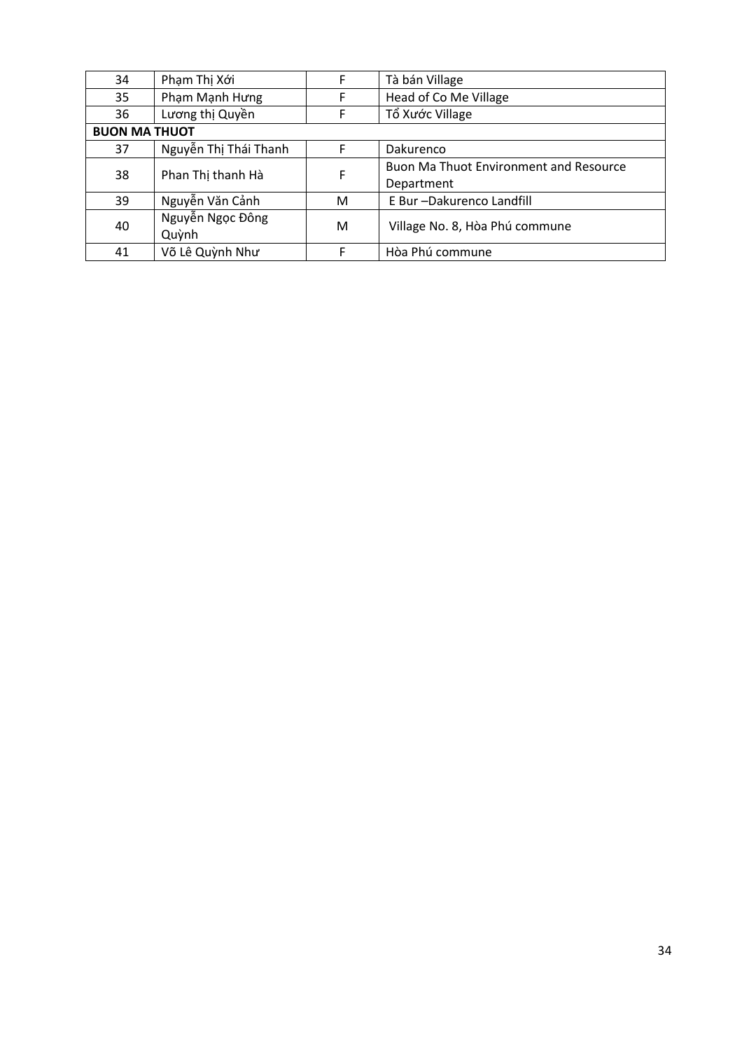| | | | |
|---|---|---|---|
| 34 | Phạm Thị Xới | F | Tà bán Village |
| 35 | Phạm Mạnh Hưng | F | Head of Co Me Village |
| 36 | Lương thị Quyền | F | Tổ Xước Village |
| **BUON MA THUOT** | | | |
| 37 | Nguyễn Thị Thái Thanh | F | Dakurenco |
| 38 | Phan Thị thanh Hà | F | Buon Ma Thuot Environment and Resource Department |
| 39 | Nguyễn Văn Cảnh | M | E Bur –Dakurenco Landfill |
| 40 | Nguyễn Ngọc Đông Quỳnh | M | Village No. 8, Hòa Phú commune |
| 41 | Võ Lê Quỳnh Như | F | Hòa Phú commune |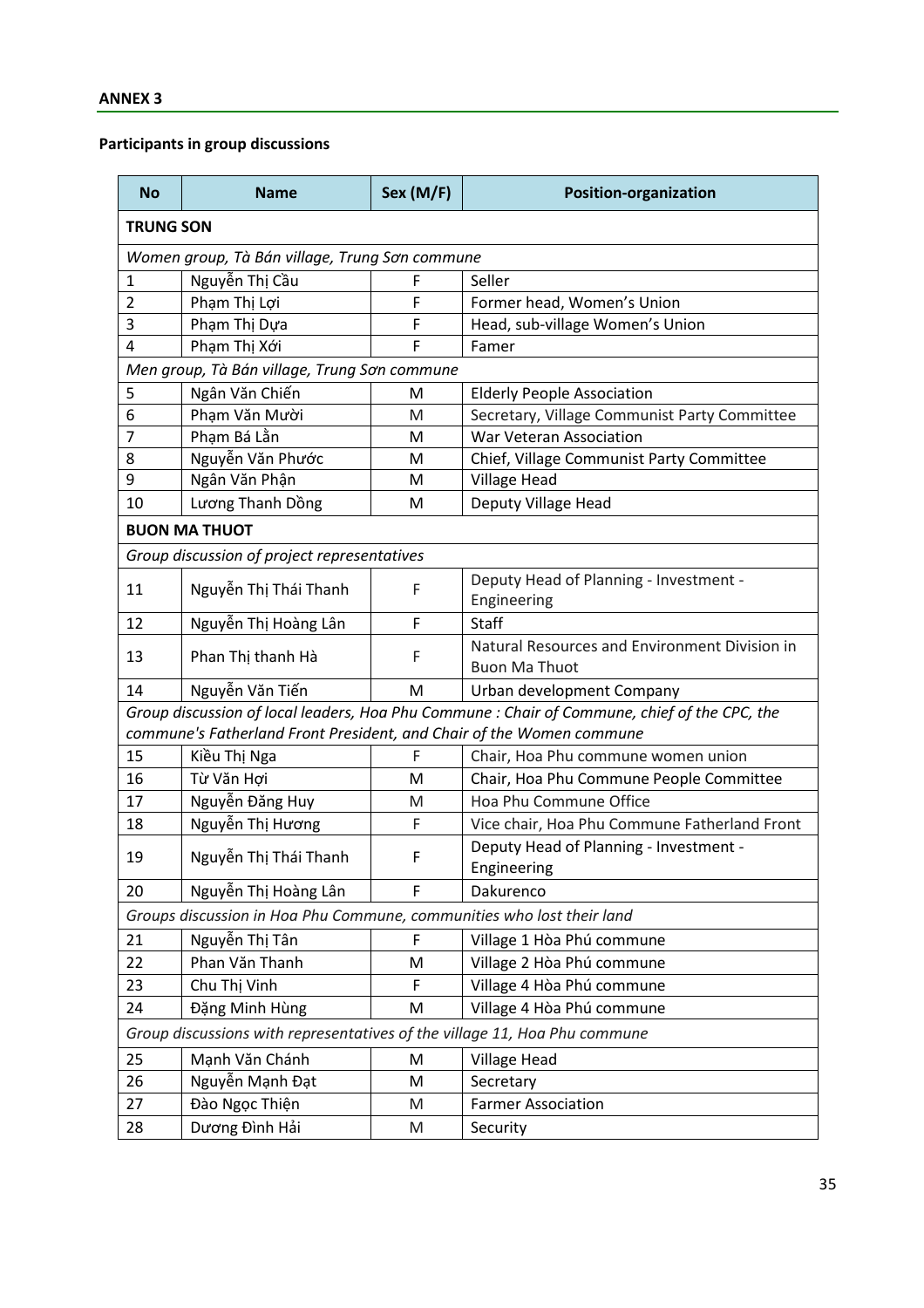**ANNEX 3**

**Participants in group discussions**

| No | Name | Sex (M/F) | Position-organization |
|---|---|---|---|
| **TRUNG SON** | | | |
| *Women group, Tà Bán village, Trung Sơn commune* | | | |
| 1 | Nguyễn Thị Cầu | F | Seller |
| 2 | Phạm Thị Lợi | F | Former head, Women's Union |
| 3 | Phạm Thị Dựa | F | Head, sub-village Women's Union |
| 4 | Phạm Thị Xới | F | Famer |
| *Men group, Tà Bán village, Trung Sơn commune* | | | |
| 5 | Ngân Văn Chiến | M | Elderly People Association |
| 6 | Phạm Văn Mười | M | Secretary, Village Communist Party Committee |
| 7 | Phạm Bá Lẳn | M | War Veteran Association |
| 8 | Nguyễn Văn Phước | M | Chief, Village Communist Party Committee |
| 9 | Ngân Văn Phận | M | Village Head |
| 10 | Lương Thanh Dồng | M | Deputy Village Head |
| **BUON MA THUOT** | | | |
| *Group discussion of project representatives* | | | |
| 11 | Nguyễn Thị Thái Thanh | F | Deputy Head of Planning - Investment - Engineering |
| 12 | Nguyễn Thị Hoàng Lân | F | Staff |
| 13 | Phan Thị thanh Hà | F | Natural Resources and Environment Division in Buon Ma Thuot |
| 14 | Nguyễn Văn Tiến | M | Urban development Company |
| *Group discussion of local leaders, Hoa Phu Commune : Chair of Commune, chief of the CPC, the commune's Fatherland Front President, and Chair of the Women commune* | | | |
| 15 | Kiều Thị Nga | F | Chair, Hoa Phu commune women union |
| 16 | Từ Văn Hợi | M | Chair, Hoa Phu Commune People Committee |
| 17 | Nguyễn Đăng Huy | M | Hoa Phu Commune Office |
| 18 | Nguyễn Thị Hương | F | Vice chair, Hoa Phu Commune Fatherland Front |
| 19 | Nguyễn Thị Thái Thanh | F | Deputy Head of Planning - Investment - Engineering |
| 20 | Nguyễn Thị Hoàng Lân | F | Dakurenco |
| *Groups discussion in Hoa Phu Commune, communities who lost their land* | | | |
| 21 | Nguyễn Thị Tân | F | Village 1 Hòa Phú commune |
| 22 | Phan Văn Thanh | M | Village 2 Hòa Phú commune |
| 23 | Chu Thị Vinh | F | Village 4 Hòa Phú commune |
| 24 | Đặng Minh Hùng | M | Village 4 Hòa Phú commune |
| *Group discussions with representatives of the village 11, Hoa Phu commune* | | | |
| 25 | Mạnh Văn Chánh | M | Village Head |
| 26 | Nguyễn Mạnh Đạt | M | Secretary |
| 27 | Đào Ngọc Thiện | M | Farmer Association |
| 28 | Dương Đình Hải | M | Security |